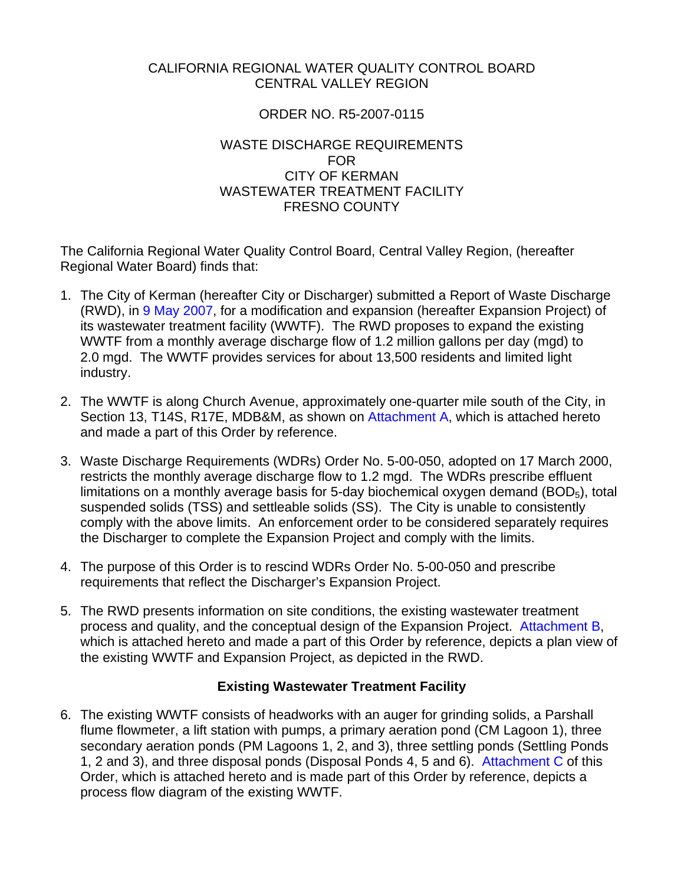CALIFORNIA REGIONAL WATER QUALITY CONTROL BOARD
CENTRAL VALLEY REGION

ORDER NO. R5-2007-0115

WASTE DISCHARGE REQUIREMENTS
FOR
CITY OF KERMAN
WASTEWATER TREATMENT FACILITY
FRESNO COUNTY

The California Regional Water Quality Control Board, Central Valley Region, (hereafter Regional Water Board) finds that:

1. The City of Kerman (hereafter City or Discharger) submitted a Report of Waste Discharge (RWD), in 9 May 2007, for a modification and expansion (hereafter Expansion Project) of its wastewater treatment facility (WWTF). The RWD proposes to expand the existing WWTF from a monthly average discharge flow of 1.2 million gallons per day (mgd) to 2.0 mgd. The WWTF provides services for about 13,500 residents and limited light industry.

2. The WWTF is along Church Avenue, approximately one-quarter mile south of the City, in Section 13, T14S, R17E, MDB&M, as shown on Attachment A, which is attached hereto and made a part of this Order by reference.

3. Waste Discharge Requirements (WDRs) Order No. 5-00-050, adopted on 17 March 2000, restricts the monthly average discharge flow to 1.2 mgd. The WDRs prescribe effluent limitations on a monthly average basis for 5-day biochemical oxygen demand ($BOD_5$), total suspended solids (TSS) and settleable solids (SS). The City is unable to consistently comply with the above limits. An enforcement order to be considered separately requires the Discharger to complete the Expansion Project and comply with the limits.

4. The purpose of this Order is to rescind WDRs Order No. 5-00-050 and prescribe requirements that reflect the Discharger's Expansion Project.

5. The RWD presents information on site conditions, the existing wastewater treatment process and quality, and the conceptual design of the Expansion Project. Attachment B, which is attached hereto and made a part of this Order by reference, depicts a plan view of the existing WWTF and Expansion Project, as depicted in the RWD.

**Existing Wastewater Treatment Facility**

6. The existing WWTF consists of headworks with an auger for grinding solids, a Parshall flume flowmeter, a lift station with pumps, a primary aeration pond (CM Lagoon 1), three secondary aeration ponds (PM Lagoons 1, 2, and 3), three settling ponds (Settling Ponds 1, 2 and 3), and three disposal ponds (Disposal Ponds 4, 5 and 6). Attachment C of this Order, which is attached hereto and is made part of this Order by reference, depicts a process flow diagram of the existing WWTF.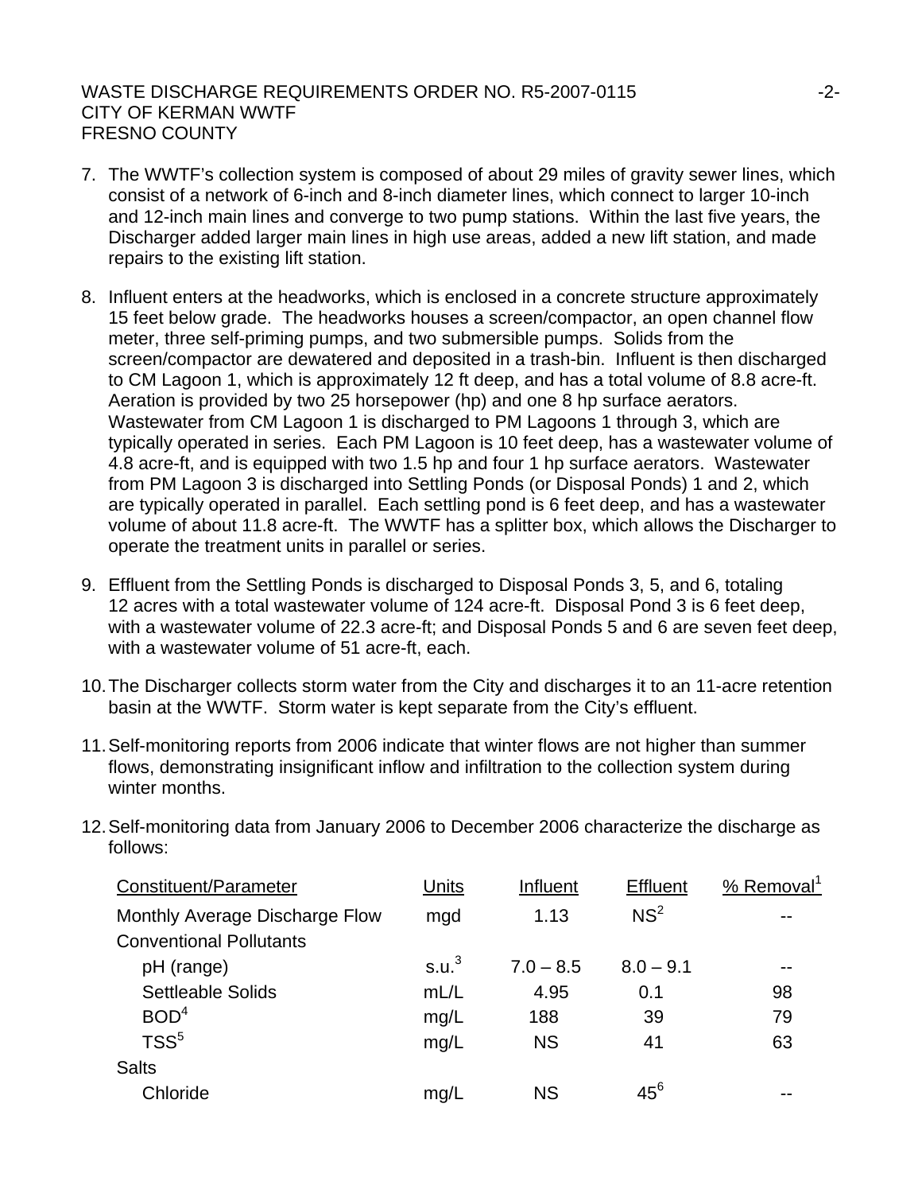7. The WWTF's collection system is composed of about 29 miles of gravity sewer lines, which consist of a network of 6-inch and 8-inch diameter lines, which connect to larger 10-inch and 12-inch main lines and converge to two pump stations. Within the last five years, the Discharger added larger main lines in high use areas, added a new lift station, and made repairs to the existing lift station.

8. Influent enters at the headworks, which is enclosed in a concrete structure approximately 15 feet below grade. The headworks houses a screen/compactor, an open channel flow meter, three self-priming pumps, and two submersible pumps. Solids from the screen/compactor are dewatered and deposited in a trash-bin. Influent is then discharged to CM Lagoon 1, which is approximately 12 ft deep, and has a total volume of 8.8 acre-ft. Aeration is provided by two 25 horsepower (hp) and one 8 hp surface aerators. Wastewater from CM Lagoon 1 is discharged to PM Lagoons 1 through 3, which are typically operated in series. Each PM Lagoon is 10 feet deep, has a wastewater volume of 4.8 acre-ft, and is equipped with two 1.5 hp and four 1 hp surface aerators. Wastewater from PM Lagoon 3 is discharged into Settling Ponds (or Disposal Ponds) 1 and 2, which are typically operated in parallel. Each settling pond is 6 feet deep, and has a wastewater volume of about 11.8 acre-ft. The WWTF has a splitter box, which allows the Discharger to operate the treatment units in parallel or series.

9. Effluent from the Settling Ponds is discharged to Disposal Ponds 3, 5, and 6, totaling 12 acres with a total wastewater volume of 124 acre-ft. Disposal Pond 3 is 6 feet deep, with a wastewater volume of 22.3 acre-ft; and Disposal Ponds 5 and 6 are seven feet deep, with a wastewater volume of 51 acre-ft, each.

10. The Discharger collects storm water from the City and discharges it to an 11-acre retention basin at the WWTF. Storm water is kept separate from the City's effluent.

11. Self-monitoring reports from 2006 indicate that winter flows are not higher than summer flows, demonstrating insignificant inflow and infiltration to the collection system during winter months.

12. Self-monitoring data from January 2006 to December 2006 characterize the discharge as follows:

| Constituent/Parameter | Units | Influent | Effluent | % Removal[1] |
|---|---|---|---|---|
| Monthly Average Discharge Flow | mgd | 1.13 | NS[2] | -- |
| Conventional Pollutants | | | | |
| pH (range) | s.u.[3] | 7.0 – 8.5 | 8.0 – 9.1 | -- |
| Settleable Solids | mL/L | 4.95 | 0.1 | 98 |
| BOD[4] | mg/L | 188 | 39 | 79 |
| TSS[5] | mg/L | NS | 41 | 63 |
| Salts | | | | |
| Chloride | mg/L | NS | 45[6] | -- |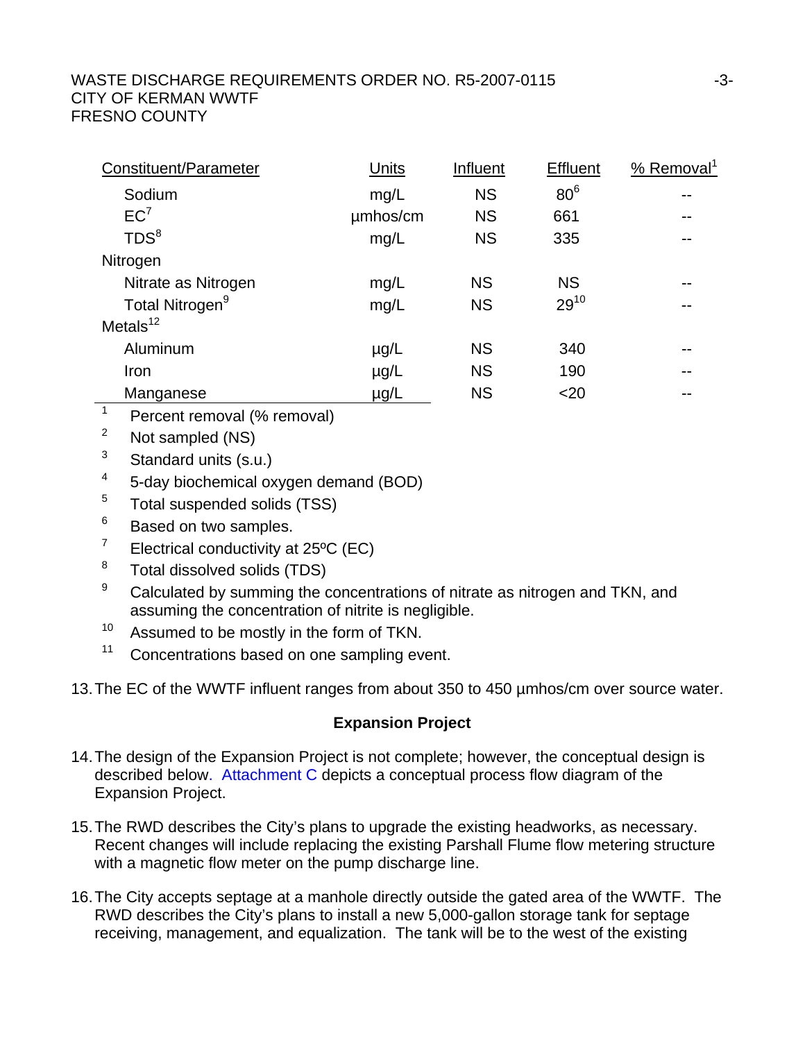| Constituent/Parameter | Units | Influent | Effluent | % Removal[1] |
|---|---|---|---|---|
| Sodium | mg/L | NS | 80[6] | -- |
| EC[7] | µmhos/cm | NS | 661 | -- |
| TDS[8] | mg/L | NS | 335 | -- |
| Nitrogen | | | | |
| Nitrate as Nitrogen | mg/L | NS | NS | -- |
| Total Nitrogen[9] | mg/L | NS | 29[10] | -- |
| Metals[12] | | | | |
| Aluminum | µg/L | NS | 340 | -- |
| Iron | µg/L | NS | 190 | -- |
| Manganese | µg/L | NS | <20 | -- |

[1] Percent removal (% removal)

[2] Not sampled (NS)

[3] Standard units (s.u.)

[4] 5-day biochemical oxygen demand (BOD)

[5] Total suspended solids (TSS)

[6] Based on two samples.

[7] Electrical conductivity at 25ºC (EC)

[8] Total dissolved solids (TDS)

[9] Calculated by summing the concentrations of nitrate as nitrogen and TKN, and assuming the concentration of nitrite is negligible.

[10] Assumed to be mostly in the form of TKN.

[11] Concentrations based on one sampling event.

13. The EC of the WWTF influent ranges from about 350 to 450 µmhos/cm over source water.

**Expansion Project**

14. The design of the Expansion Project is not complete; however, the conceptual design is described below. Attachment C depicts a conceptual process flow diagram of the Expansion Project.

15. The RWD describes the City's plans to upgrade the existing headworks, as necessary. Recent changes will include replacing the existing Parshall Flume flow metering structure with a magnetic flow meter on the pump discharge line.

16. The City accepts septage at a manhole directly outside the gated area of the WWTF. The RWD describes the City's plans to install a new 5,000-gallon storage tank for septage receiving, management, and equalization. The tank will be to the west of the existing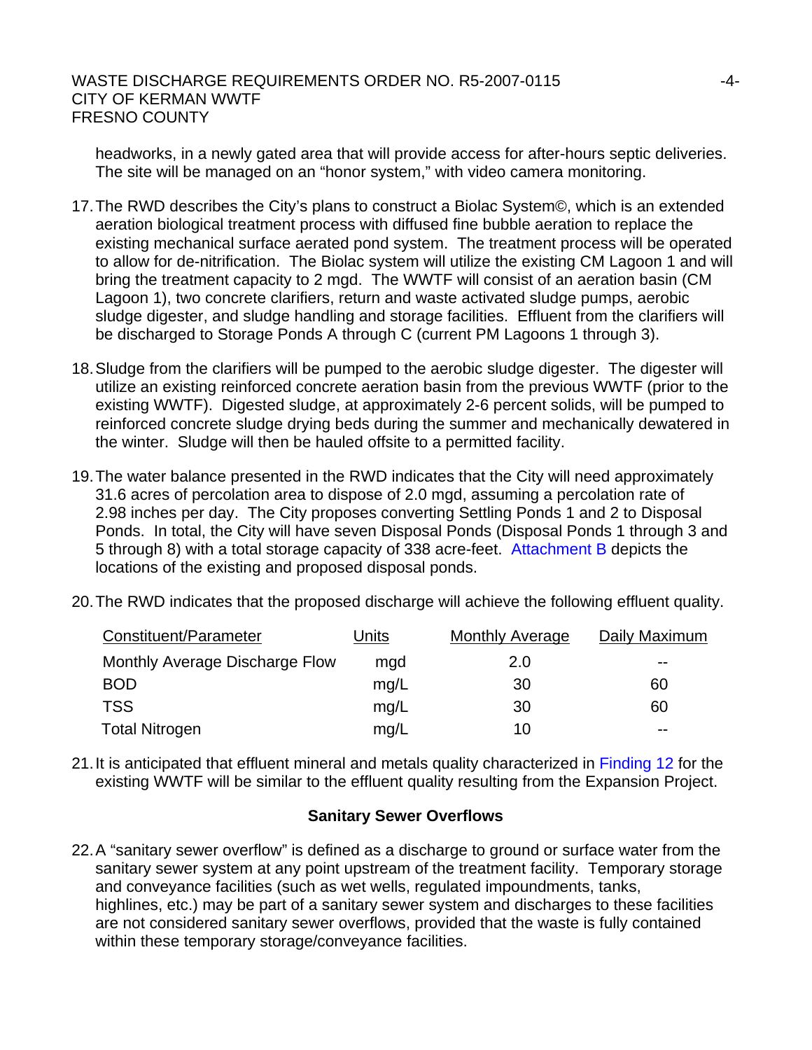headworks, in a newly gated area that will provide access for after-hours septic deliveries. The site will be managed on an "honor system," with video camera monitoring.

17. The RWD describes the City's plans to construct a Biolac System©, which is an extended aeration biological treatment process with diffused fine bubble aeration to replace the existing mechanical surface aerated pond system. The treatment process will be operated to allow for de-nitrification. The Biolac system will utilize the existing CM Lagoon 1 and will bring the treatment capacity to 2 mgd. The WWTF will consist of an aeration basin (CM Lagoon 1), two concrete clarifiers, return and waste activated sludge pumps, aerobic sludge digester, and sludge handling and storage facilities. Effluent from the clarifiers will be discharged to Storage Ponds A through C (current PM Lagoons 1 through 3).

18. Sludge from the clarifiers will be pumped to the aerobic sludge digester. The digester will utilize an existing reinforced concrete aeration basin from the previous WWTF (prior to the existing WWTF). Digested sludge, at approximately 2-6 percent solids, will be pumped to reinforced concrete sludge drying beds during the summer and mechanically dewatered in the winter. Sludge will then be hauled offsite to a permitted facility.

19. The water balance presented in the RWD indicates that the City will need approximately 31.6 acres of percolation area to dispose of 2.0 mgd, assuming a percolation rate of 2.98 inches per day. The City proposes converting Settling Ponds 1 and 2 to Disposal Ponds. In total, the City will have seven Disposal Ponds (Disposal Ponds 1 through 3 and 5 through 8) with a total storage capacity of 338 acre-feet. Attachment B depicts the locations of the existing and proposed disposal ponds.

20. The RWD indicates that the proposed discharge will achieve the following effluent quality.

| Constituent/Parameter | Units | Monthly Average | Daily Maximum |
|---|---|---|---|
| Monthly Average Discharge Flow | mgd | 2.0 | -- |
| BOD | mg/L | 30 | 60 |
| TSS | mg/L | 30 | 60 |
| Total Nitrogen | mg/L | 10 | -- |

21. It is anticipated that effluent mineral and metals quality characterized in Finding 12 for the existing WWTF will be similar to the effluent quality resulting from the Expansion Project.

### Sanitary Sewer Overflows

22. A "sanitary sewer overflow" is defined as a discharge to ground or surface water from the sanitary sewer system at any point upstream of the treatment facility. Temporary storage and conveyance facilities (such as wet wells, regulated impoundments, tanks, highlines, etc.) may be part of a sanitary sewer system and discharges to these facilities are not considered sanitary sewer overflows, provided that the waste is fully contained within these temporary storage/conveyance facilities.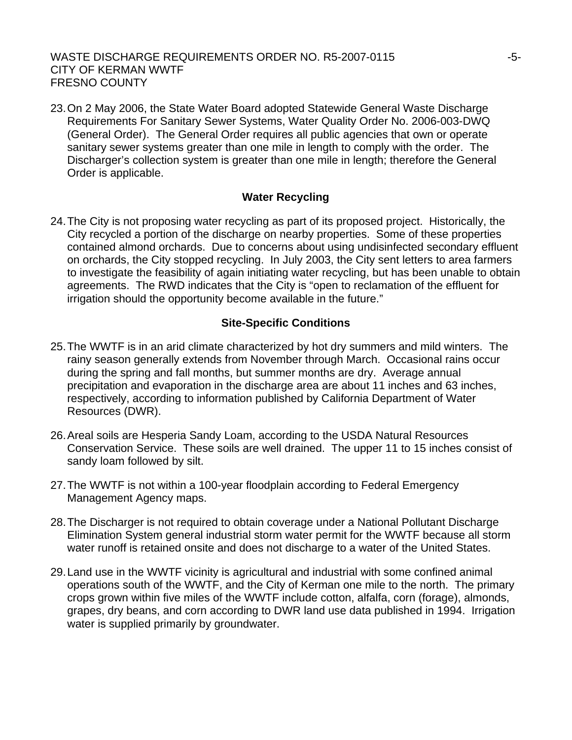23. On 2 May 2006, the State Water Board adopted Statewide General Waste Discharge Requirements For Sanitary Sewer Systems, Water Quality Order No. 2006-003-DWQ (General Order). The General Order requires all public agencies that own or operate sanitary sewer systems greater than one mile in length to comply with the order. The Discharger's collection system is greater than one mile in length; therefore the General Order is applicable.

### Water Recycling

24. The City is not proposing water recycling as part of its proposed project. Historically, the City recycled a portion of the discharge on nearby properties. Some of these properties contained almond orchards. Due to concerns about using undisinfected secondary effluent on orchards, the City stopped recycling. In July 2003, the City sent letters to area farmers to investigate the feasibility of again initiating water recycling, but has been unable to obtain agreements. The RWD indicates that the City is "open to reclamation of the effluent for irrigation should the opportunity become available in the future."

### Site-Specific Conditions

25. The WWTF is in an arid climate characterized by hot dry summers and mild winters. The rainy season generally extends from November through March. Occasional rains occur during the spring and fall months, but summer months are dry. Average annual precipitation and evaporation in the discharge area are about 11 inches and 63 inches, respectively, according to information published by California Department of Water Resources (DWR).

26. Areal soils are Hesperia Sandy Loam, according to the USDA Natural Resources Conservation Service. These soils are well drained. The upper 11 to 15 inches consist of sandy loam followed by silt.

27. The WWTF is not within a 100-year floodplain according to Federal Emergency Management Agency maps.

28. The Discharger is not required to obtain coverage under a National Pollutant Discharge Elimination System general industrial storm water permit for the WWTF because all storm water runoff is retained onsite and does not discharge to a water of the United States.

29. Land use in the WWTF vicinity is agricultural and industrial with some confined animal operations south of the WWTF, and the City of Kerman one mile to the north. The primary crops grown within five miles of the WWTF include cotton, alfalfa, corn (forage), almonds, grapes, dry beans, and corn according to DWR land use data published in 1994. Irrigation water is supplied primarily by groundwater.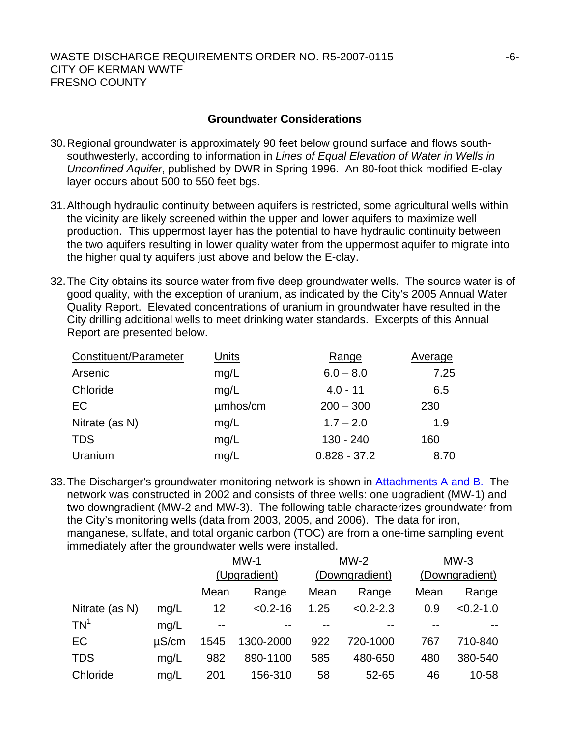## Groundwater Considerations

30. Regional groundwater is approximately 90 feet below ground surface and flows south-southwesterly, according to information in *Lines of Equal Elevation of Water in Wells in Unconfined Aquifer*, published by DWR in Spring 1996. An 80-foot thick modified E-clay layer occurs about 500 to 550 feet bgs.

31. Although hydraulic continuity between aquifers is restricted, some agricultural wells within the vicinity are likely screened within the upper and lower aquifers to maximize well production. This uppermost layer has the potential to have hydraulic continuity between the two aquifers resulting in lower quality water from the uppermost aquifer to migrate into the higher quality aquifers just above and below the E-clay.

32. The City obtains its source water from five deep groundwater wells. The source water is of good quality, with the exception of uranium, as indicated by the City's 2005 Annual Water Quality Report. Elevated concentrations of uranium in groundwater have resulted in the City drilling additional wells to meet drinking water standards. Excerpts of this Annual Report are presented below.

| Constituent/Parameter | Units | Range | Average |
|---|---|---|---|
| Arsenic | mg/L | 6.0 – 8.0 | 7.25 |
| Chloride | mg/L | 4.0 - 11 | 6.5 |
| EC | µmhos/cm | 200 – 300 | 230 |
| Nitrate (as N) | mg/L | 1.7 – 2.0 | 1.9 |
| TDS | mg/L | 130 - 240 | 160 |
| Uranium | mg/L | 0.828 - 37.2 | 8.70 |

33. The Discharger's groundwater monitoring network is shown in Attachments A and B. The network was constructed in 2002 and consists of three wells: one upgradient (MW-1) and two downgradient (MW-2 and MW-3). The following table characterizes groundwater from the City's monitoring wells (data from 2003, 2005, and 2006). The data for iron, manganese, sulfate, and total organic carbon (TOC) are from a one-time sampling event immediately after the groundwater wells were installed.

| | | MW-1 (Upgradient) | | MW-2 (Downgradient) | | MW-3 (Downgradient) | |
|---|---|---|---|---|---|---|---|
| | | Mean | Range | Mean | Range | Mean | Range |
| Nitrate (as N) | mg/L | 12 | <0.2-16 | 1.25 | <0.2-2.3 | 0.9 | <0.2-1.0 |
| TN[1] | mg/L | -- | -- | -- | -- | -- | -- |
| EC | µS/cm | 1545 | 1300-2000 | 922 | 720-1000 | 767 | 710-840 |
| TDS | mg/L | 982 | 890-1100 | 585 | 480-650 | 480 | 380-540 |
| Chloride | mg/L | 201 | 156-310 | 58 | 52-65 | 46 | 10-58 |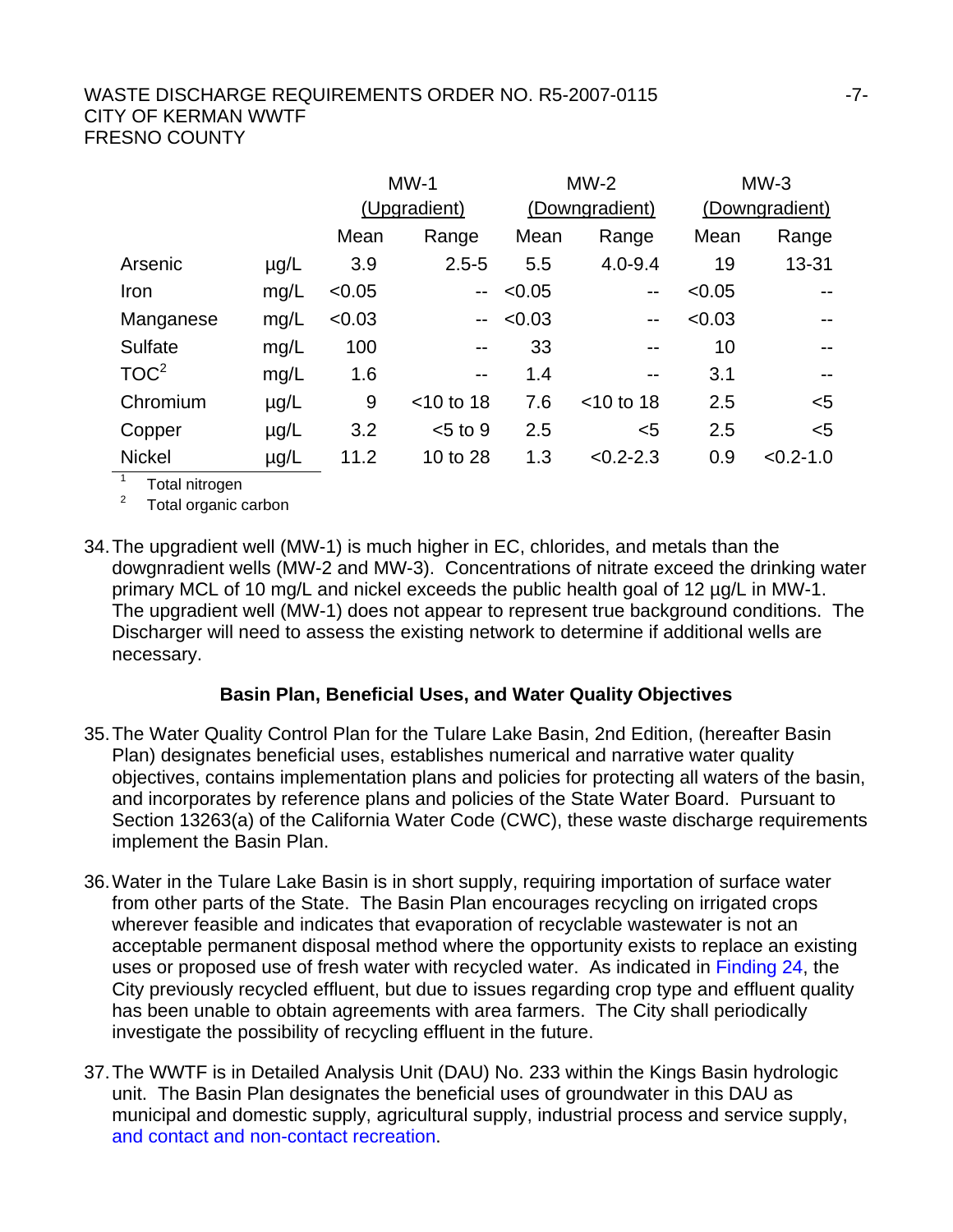| | | MW-1 (Upgradient) | | MW-2 (Downgradient) | | MW-3 (Downgradient) | |
|---|---|---|---|---|---|---|---|
| | | Mean | Range | Mean | Range | Mean | Range |
| Arsenic | µg/L | 3.9 | 2.5-5 | 5.5 | 4.0-9.4 | 19 | 13-31 |
| Iron | mg/L | <0.05 | -- | <0.05 | -- | <0.05 | -- |
| Manganese | mg/L | <0.03 | -- | <0.03 | -- | <0.03 | -- |
| Sulfate | mg/L | 100 | -- | 33 | -- | 10 | -- |
| TOC[2] | mg/L | 1.6 | -- | 1.4 | -- | 3.1 | -- |
| Chromium | µg/L | 9 | <10 to 18 | 7.6 | <10 to 18 | 2.5 | <5 |
| Copper | µg/L | 3.2 | <5 to 9 | 2.5 | <5 | 2.5 | <5 |
| Nickel | µg/L | 11.2 | 10 to 28 | 1.3 | <0.2-2.3 | 0.9 | <0.2-1.0 |

[1] Total nitrogen
[2] Total organic carbon

34. The upgradient well (MW-1) is much higher in EC, chlorides, and metals than the dowgnradient wells (MW-2 and MW-3). Concentrations of nitrate exceed the drinking water primary MCL of 10 mg/L and nickel exceeds the public health goal of 12 µg/L in MW-1. The upgradient well (MW-1) does not appear to represent true background conditions. The Discharger will need to assess the existing network to determine if additional wells are necessary.

**Basin Plan, Beneficial Uses, and Water Quality Objectives**

35. The Water Quality Control Plan for the Tulare Lake Basin, 2nd Edition, (hereafter Basin Plan) designates beneficial uses, establishes numerical and narrative water quality objectives, contains implementation plans and policies for protecting all waters of the basin, and incorporates by reference plans and policies of the State Water Board. Pursuant to Section 13263(a) of the California Water Code (CWC), these waste discharge requirements implement the Basin Plan.

36. Water in the Tulare Lake Basin is in short supply, requiring importation of surface water from other parts of the State. The Basin Plan encourages recycling on irrigated crops wherever feasible and indicates that evaporation of recyclable wastewater is not an acceptable permanent disposal method where the opportunity exists to replace an existing uses or proposed use of fresh water with recycled water. As indicated in Finding 24, the City previously recycled effluent, but due to issues regarding crop type and effluent quality has been unable to obtain agreements with area farmers. The City shall periodically investigate the possibility of recycling effluent in the future.

37. The WWTF is in Detailed Analysis Unit (DAU) No. 233 within the Kings Basin hydrologic unit. The Basin Plan designates the beneficial uses of groundwater in this DAU as municipal and domestic supply, agricultural supply, industrial process and service supply, and contact and non-contact recreation.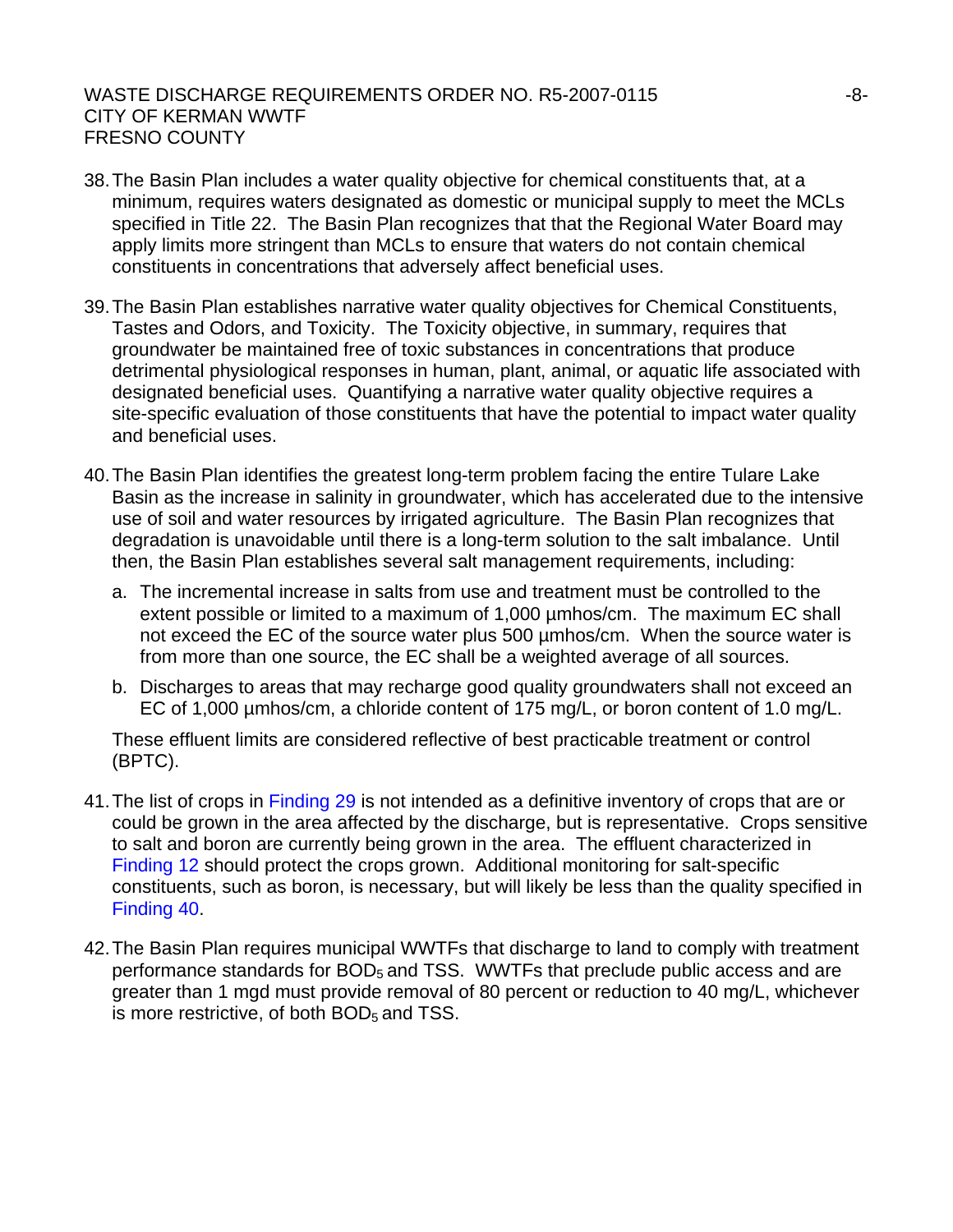38. The Basin Plan includes a water quality objective for chemical constituents that, at a minimum, requires waters designated as domestic or municipal supply to meet the MCLs specified in Title 22. The Basin Plan recognizes that that the Regional Water Board may apply limits more stringent than MCLs to ensure that waters do not contain chemical constituents in concentrations that adversely affect beneficial uses.

39. The Basin Plan establishes narrative water quality objectives for Chemical Constituents, Tastes and Odors, and Toxicity. The Toxicity objective, in summary, requires that groundwater be maintained free of toxic substances in concentrations that produce detrimental physiological responses in human, plant, animal, or aquatic life associated with designated beneficial uses. Quantifying a narrative water quality objective requires a site-specific evaluation of those constituents that have the potential to impact water quality and beneficial uses.

40. The Basin Plan identifies the greatest long-term problem facing the entire Tulare Lake Basin as the increase in salinity in groundwater, which has accelerated due to the intensive use of soil and water resources by irrigated agriculture. The Basin Plan recognizes that degradation is unavoidable until there is a long-term solution to the salt imbalance. Until then, the Basin Plan establishes several salt management requirements, including:

    a. The incremental increase in salts from use and treatment must be controlled to the extent possible or limited to a maximum of 1,000 µmhos/cm. The maximum EC shall not exceed the EC of the source water plus 500 µmhos/cm. When the source water is from more than one source, the EC shall be a weighted average of all sources.

    b. Discharges to areas that may recharge good quality groundwaters shall not exceed an EC of 1,000 µmhos/cm, a chloride content of 175 mg/L, or boron content of 1.0 mg/L.

    These effluent limits are considered reflective of best practicable treatment or control (BPTC).

41. The list of crops in Finding 29 is not intended as a definitive inventory of crops that are or could be grown in the area affected by the discharge, but is representative. Crops sensitive to salt and boron are currently being grown in the area. The effluent characterized in Finding 12 should protect the crops grown. Additional monitoring for salt-specific constituents, such as boron, is necessary, but will likely be less than the quality specified in Finding 40.

42. The Basin Plan requires municipal WWTFs that discharge to land to comply with treatment performance standards for $BOD_5$ and TSS. WWTFs that preclude public access and are greater than 1 mgd must provide removal of 80 percent or reduction to 40 mg/L, whichever is more restrictive, of both $BOD_5$ and TSS.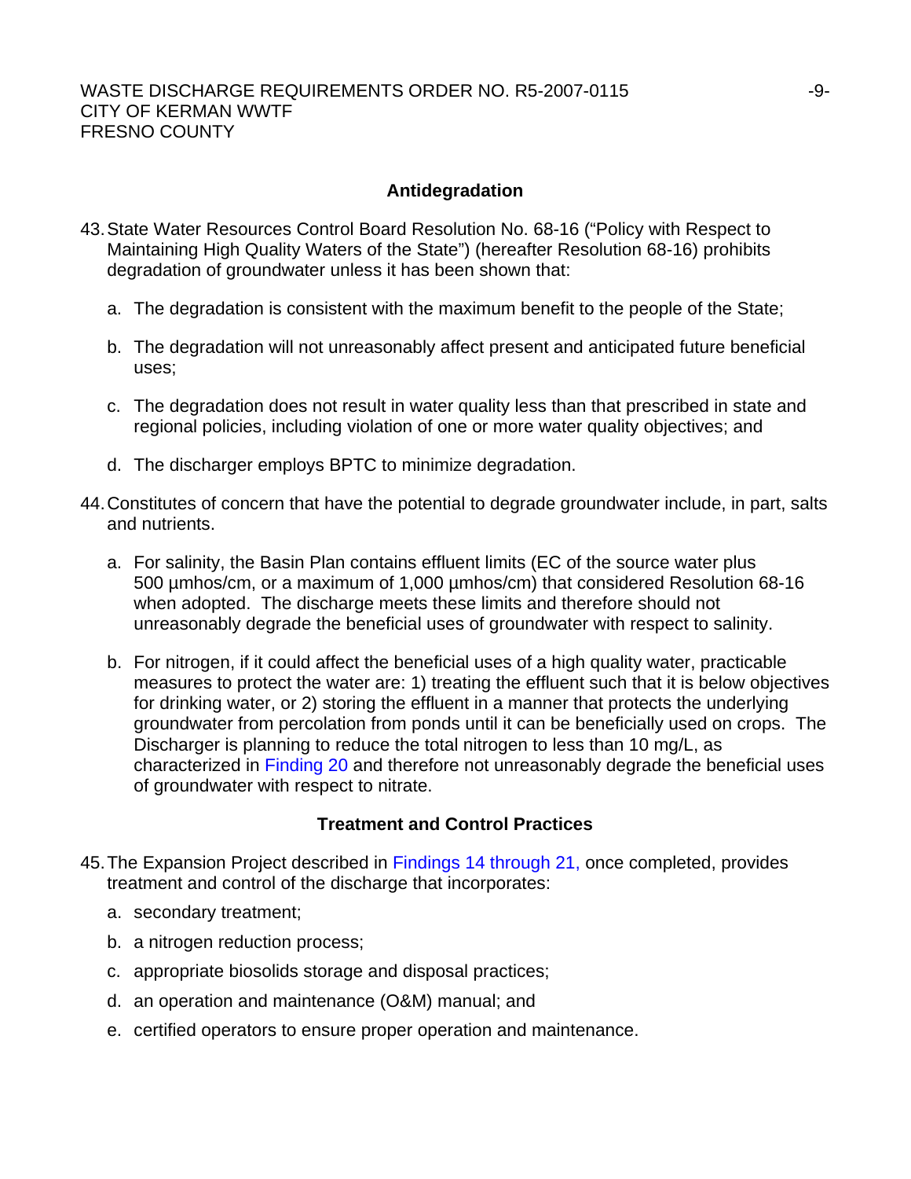## Antidegradation

43. State Water Resources Control Board Resolution No. 68-16 ("Policy with Respect to Maintaining High Quality Waters of the State") (hereafter Resolution 68-16) prohibits degradation of groundwater unless it has been shown that:

    a. The degradation is consistent with the maximum benefit to the people of the State;

    b. The degradation will not unreasonably affect present and anticipated future beneficial uses;

    c. The degradation does not result in water quality less than that prescribed in state and regional policies, including violation of one or more water quality objectives; and

    d. The discharger employs BPTC to minimize degradation.

44. Constitutes of concern that have the potential to degrade groundwater include, in part, salts and nutrients.

    a. For salinity, the Basin Plan contains effluent limits (EC of the source water plus 500 µmhos/cm, or a maximum of 1,000 µmhos/cm) that considered Resolution 68-16 when adopted. The discharge meets these limits and therefore should not unreasonably degrade the beneficial uses of groundwater with respect to salinity.

    b. For nitrogen, if it could affect the beneficial uses of a high quality water, practicable measures to protect the water are: 1) treating the effluent such that it is below objectives for drinking water, or 2) storing the effluent in a manner that protects the underlying groundwater from percolation from ponds until it can be beneficially used on crops. The Discharger is planning to reduce the total nitrogen to less than 10 mg/L, as characterized in Finding 20 and therefore not unreasonably degrade the beneficial uses of groundwater with respect to nitrate.

## Treatment and Control Practices

45. The Expansion Project described in Findings 14 through 21, once completed, provides treatment and control of the discharge that incorporates:

    a. secondary treatment;

    b. a nitrogen reduction process;

    c. appropriate biosolids storage and disposal practices;

    d. an operation and maintenance (O&M) manual; and

    e. certified operators to ensure proper operation and maintenance.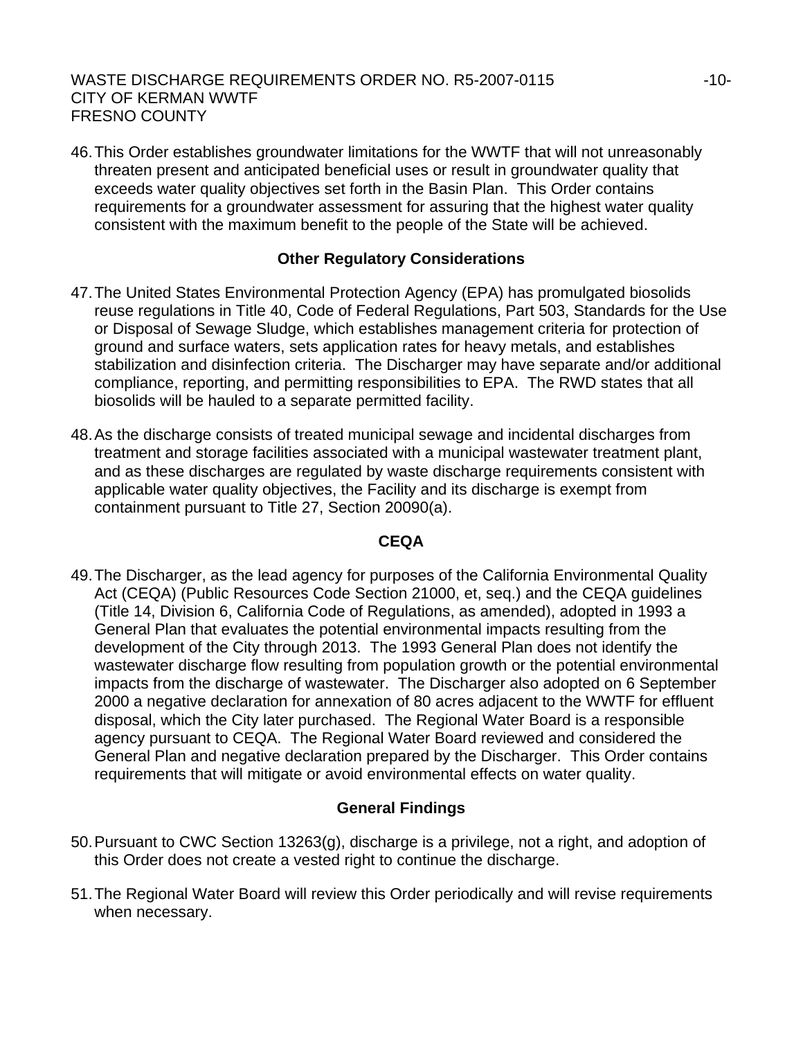46. This Order establishes groundwater limitations for the WWTF that will not unreasonably threaten present and anticipated beneficial uses or result in groundwater quality that exceeds water quality objectives set forth in the Basin Plan. This Order contains requirements for a groundwater assessment for assuring that the highest water quality consistent with the maximum benefit to the people of the State will be achieved.

### Other Regulatory Considerations

47. The United States Environmental Protection Agency (EPA) has promulgated biosolids reuse regulations in Title 40, Code of Federal Regulations, Part 503, Standards for the Use or Disposal of Sewage Sludge, which establishes management criteria for protection of ground and surface waters, sets application rates for heavy metals, and establishes stabilization and disinfection criteria. The Discharger may have separate and/or additional compliance, reporting, and permitting responsibilities to EPA. The RWD states that all biosolids will be hauled to a separate permitted facility.

48. As the discharge consists of treated municipal sewage and incidental discharges from treatment and storage facilities associated with a municipal wastewater treatment plant, and as these discharges are regulated by waste discharge requirements consistent with applicable water quality objectives, the Facility and its discharge is exempt from containment pursuant to Title 27, Section 20090(a).

### CEQA

49. The Discharger, as the lead agency for purposes of the California Environmental Quality Act (CEQA) (Public Resources Code Section 21000, et, seq.) and the CEQA guidelines (Title 14, Division 6, California Code of Regulations, as amended), adopted in 1993 a General Plan that evaluates the potential environmental impacts resulting from the development of the City through 2013. The 1993 General Plan does not identify the wastewater discharge flow resulting from population growth or the potential environmental impacts from the discharge of wastewater. The Discharger also adopted on 6 September 2000 a negative declaration for annexation of 80 acres adjacent to the WWTF for effluent disposal, which the City later purchased. The Regional Water Board is a responsible agency pursuant to CEQA. The Regional Water Board reviewed and considered the General Plan and negative declaration prepared by the Discharger. This Order contains requirements that will mitigate or avoid environmental effects on water quality.

### General Findings

50. Pursuant to CWC Section 13263(g), discharge is a privilege, not a right, and adoption of this Order does not create a vested right to continue the discharge.

51. The Regional Water Board will review this Order periodically and will revise requirements when necessary.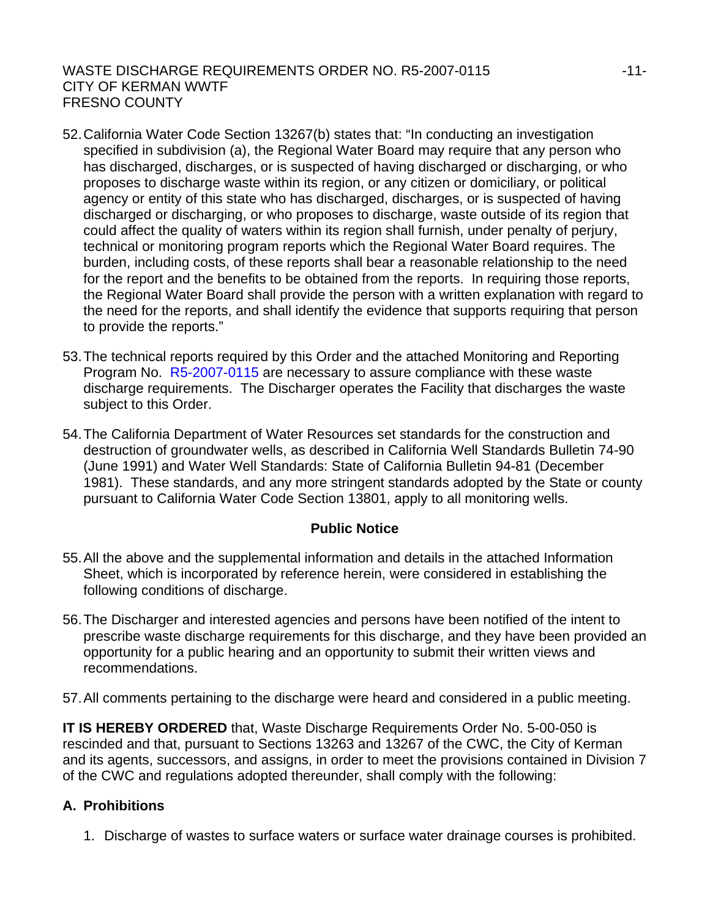52. California Water Code Section 13267(b) states that: "In conducting an investigation specified in subdivision (a), the Regional Water Board may require that any person who has discharged, discharges, or is suspected of having discharged or discharging, or who proposes to discharge waste within its region, or any citizen or domiciliary, or political agency or entity of this state who has discharged, discharges, or is suspected of having discharged or discharging, or who proposes to discharge, waste outside of its region that could affect the quality of waters within its region shall furnish, under penalty of perjury, technical or monitoring program reports which the Regional Water Board requires. The burden, including costs, of these reports shall bear a reasonable relationship to the need for the report and the benefits to be obtained from the reports. In requiring those reports, the Regional Water Board shall provide the person with a written explanation with regard to the need for the reports, and shall identify the evidence that supports requiring that person to provide the reports."

53. The technical reports required by this Order and the attached Monitoring and Reporting Program No. R5-2007-0115 are necessary to assure compliance with these waste discharge requirements. The Discharger operates the Facility that discharges the waste subject to this Order.

54. The California Department of Water Resources set standards for the construction and destruction of groundwater wells, as described in California Well Standards Bulletin 74-90 (June 1991) and Water Well Standards: State of California Bulletin 94-81 (December 1981). These standards, and any more stringent standards adopted by the State or county pursuant to California Water Code Section 13801, apply to all monitoring wells.

**Public Notice**

55. All the above and the supplemental information and details in the attached Information Sheet, which is incorporated by reference herein, were considered in establishing the following conditions of discharge.

56. The Discharger and interested agencies and persons have been notified of the intent to prescribe waste discharge requirements for this discharge, and they have been provided an opportunity for a public hearing and an opportunity to submit their written views and recommendations.

57. All comments pertaining to the discharge were heard and considered in a public meeting.

**IT IS HEREBY ORDERED** that, Waste Discharge Requirements Order No. 5-00-050 is rescinded and that, pursuant to Sections 13263 and 13267 of the CWC, the City of Kerman and its agents, successors, and assigns, in order to meet the provisions contained in Division 7 of the CWC and regulations adopted thereunder, shall comply with the following:

## A. Prohibitions

1. Discharge of wastes to surface waters or surface water drainage courses is prohibited.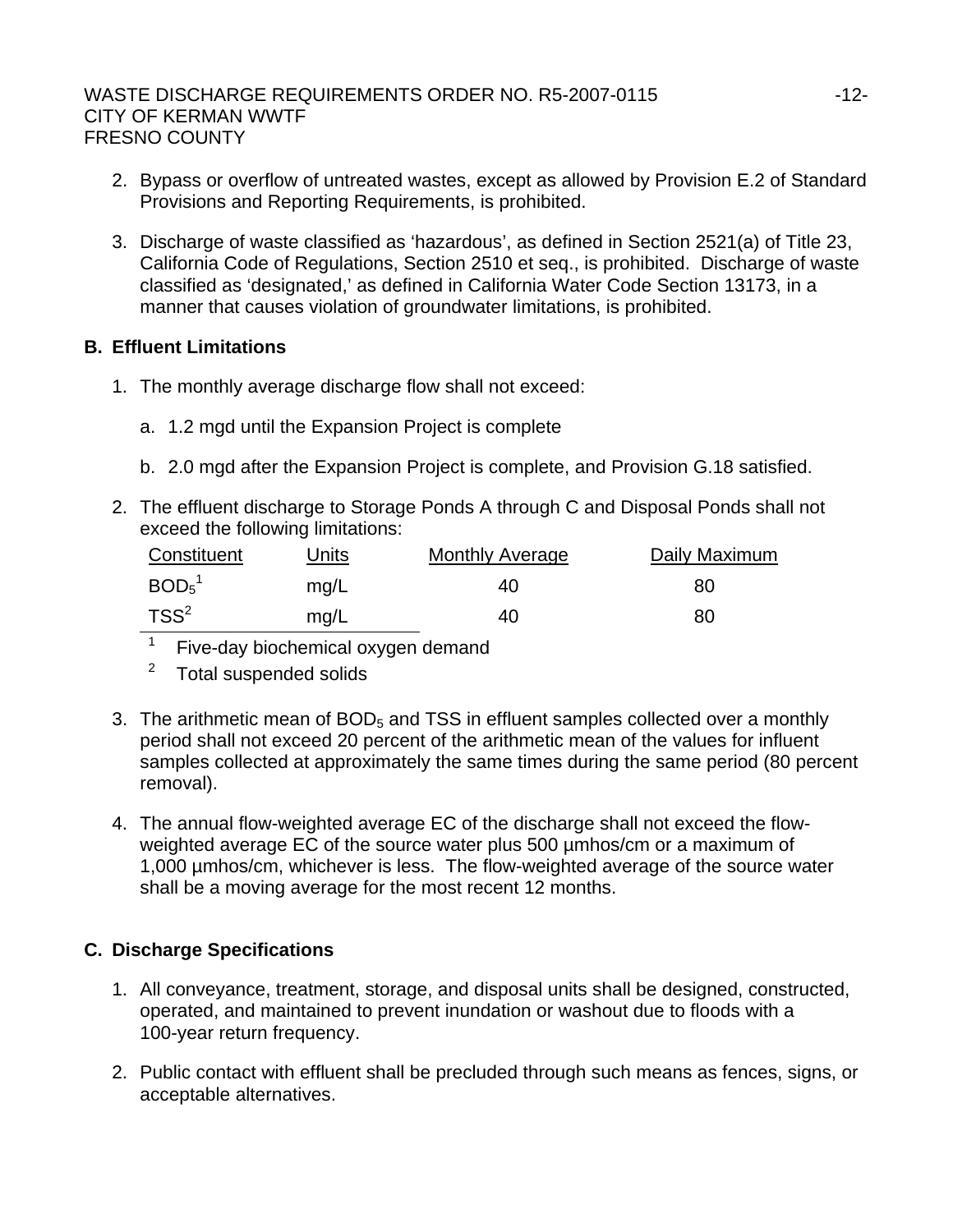2. Bypass or overflow of untreated wastes, except as allowed by Provision E.2 of Standard Provisions and Reporting Requirements, is prohibited.

3. Discharge of waste classified as 'hazardous', as defined in Section 2521(a) of Title 23, California Code of Regulations, Section 2510 et seq., is prohibited. Discharge of waste classified as 'designated,' as defined in California Water Code Section 13173, in a manner that causes violation of groundwater limitations, is prohibited.

## B. Effluent Limitations

1. The monthly average discharge flow shall not exceed:

   a. 1.2 mgd until the Expansion Project is complete

   b. 2.0 mgd after the Expansion Project is complete, and Provision G.18 satisfied.

2. The effluent discharge to Storage Ponds A through C and Disposal Ponds shall not exceed the following limitations:

| Constituent | Units | Monthly Average | Daily Maximum |
|---|---|---|---|
| $BOD_5$[1] | mg/L | 40 | 80 |
| TSS[2] | mg/L | 40 | 80 |

[1] Five-day biochemical oxygen demand

[2] Total suspended solids

3. The arithmetic mean of $BOD_5$ and TSS in effluent samples collected over a monthly period shall not exceed 20 percent of the arithmetic mean of the values for influent samples collected at approximately the same times during the same period (80 percent removal).

4. The annual flow-weighted average EC of the discharge shall not exceed the flow-weighted average EC of the source water plus 500 µmhos/cm or a maximum of 1,000 µmhos/cm, whichever is less. The flow-weighted average of the source water shall be a moving average for the most recent 12 months.

## C. Discharge Specifications

1. All conveyance, treatment, storage, and disposal units shall be designed, constructed, operated, and maintained to prevent inundation or washout due to floods with a 100-year return frequency.

2. Public contact with effluent shall be precluded through such means as fences, signs, or acceptable alternatives.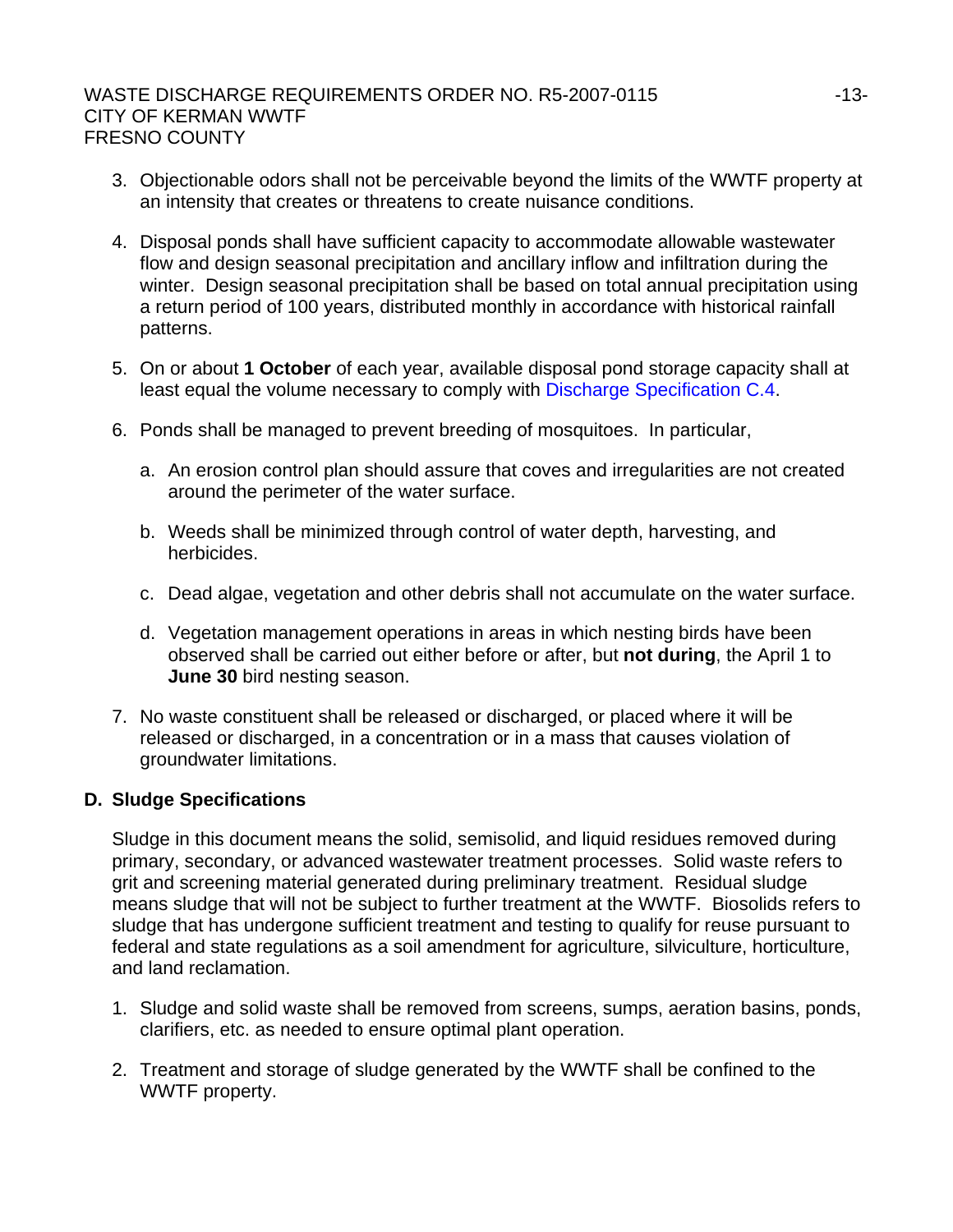3. Objectionable odors shall not be perceivable beyond the limits of the WWTF property at an intensity that creates or threatens to create nuisance conditions.

4. Disposal ponds shall have sufficient capacity to accommodate allowable wastewater flow and design seasonal precipitation and ancillary inflow and infiltration during the winter. Design seasonal precipitation shall be based on total annual precipitation using a return period of 100 years, distributed monthly in accordance with historical rainfall patterns.

5. On or about **1 October** of each year, available disposal pond storage capacity shall at least equal the volume necessary to comply with Discharge Specification C.4.

6. Ponds shall be managed to prevent breeding of mosquitoes. In particular,

   a. An erosion control plan should assure that coves and irregularities are not created around the perimeter of the water surface.

   b. Weeds shall be minimized through control of water depth, harvesting, and herbicides.

   c. Dead algae, vegetation and other debris shall not accumulate on the water surface.

   d. Vegetation management operations in areas in which nesting birds have been observed shall be carried out either before or after, but **not during**, the April 1 to **June 30** bird nesting season.

7. No waste constituent shall be released or discharged, or placed where it will be released or discharged, in a concentration or in a mass that causes violation of groundwater limitations.

## D. Sludge Specifications

Sludge in this document means the solid, semisolid, and liquid residues removed during primary, secondary, or advanced wastewater treatment processes. Solid waste refers to grit and screening material generated during preliminary treatment. Residual sludge means sludge that will not be subject to further treatment at the WWTF. Biosolids refers to sludge that has undergone sufficient treatment and testing to qualify for reuse pursuant to federal and state regulations as a soil amendment for agriculture, silviculture, horticulture, and land reclamation.

1. Sludge and solid waste shall be removed from screens, sumps, aeration basins, ponds, clarifiers, etc. as needed to ensure optimal plant operation.

2. Treatment and storage of sludge generated by the WWTF shall be confined to the WWTF property.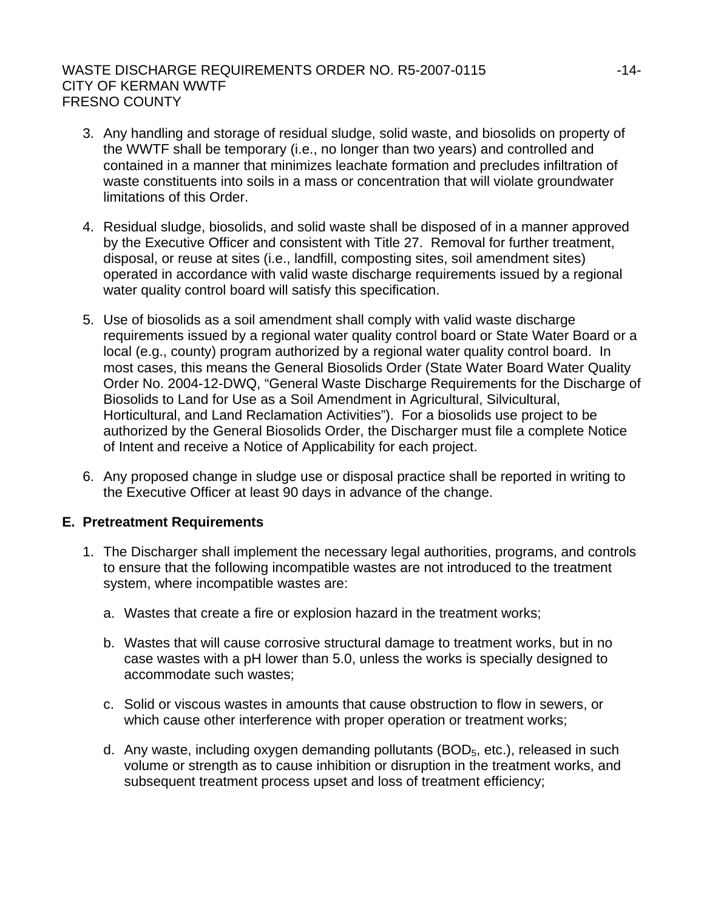3. Any handling and storage of residual sludge, solid waste, and biosolids on property of the WWTF shall be temporary (i.e., no longer than two years) and controlled and contained in a manner that minimizes leachate formation and precludes infiltration of waste constituents into soils in a mass or concentration that will violate groundwater limitations of this Order.

4. Residual sludge, biosolids, and solid waste shall be disposed of in a manner approved by the Executive Officer and consistent with Title 27. Removal for further treatment, disposal, or reuse at sites (i.e., landfill, composting sites, soil amendment sites) operated in accordance with valid waste discharge requirements issued by a regional water quality control board will satisfy this specification.

5. Use of biosolids as a soil amendment shall comply with valid waste discharge requirements issued by a regional water quality control board or State Water Board or a local (e.g., county) program authorized by a regional water quality control board. In most cases, this means the General Biosolids Order (State Water Board Water Quality Order No. 2004-12-DWQ, "General Waste Discharge Requirements for the Discharge of Biosolids to Land for Use as a Soil Amendment in Agricultural, Silvicultural, Horticultural, and Land Reclamation Activities"). For a biosolids use project to be authorized by the General Biosolids Order, the Discharger must file a complete Notice of Intent and receive a Notice of Applicability for each project.

6. Any proposed change in sludge use or disposal practice shall be reported in writing to the Executive Officer at least 90 days in advance of the change.

**E. Pretreatment Requirements**

1. The Discharger shall implement the necessary legal authorities, programs, and controls to ensure that the following incompatible wastes are not introduced to the treatment system, where incompatible wastes are:

   a. Wastes that create a fire or explosion hazard in the treatment works;

   b. Wastes that will cause corrosive structural damage to treatment works, but in no case wastes with a pH lower than 5.0, unless the works is specially designed to accommodate such wastes;

   c. Solid or viscous wastes in amounts that cause obstruction to flow in sewers, or which cause other interference with proper operation or treatment works;

   d. Any waste, including oxygen demanding pollutants ($BOD_5$, etc.), released in such volume or strength as to cause inhibition or disruption in the treatment works, and subsequent treatment process upset and loss of treatment efficiency;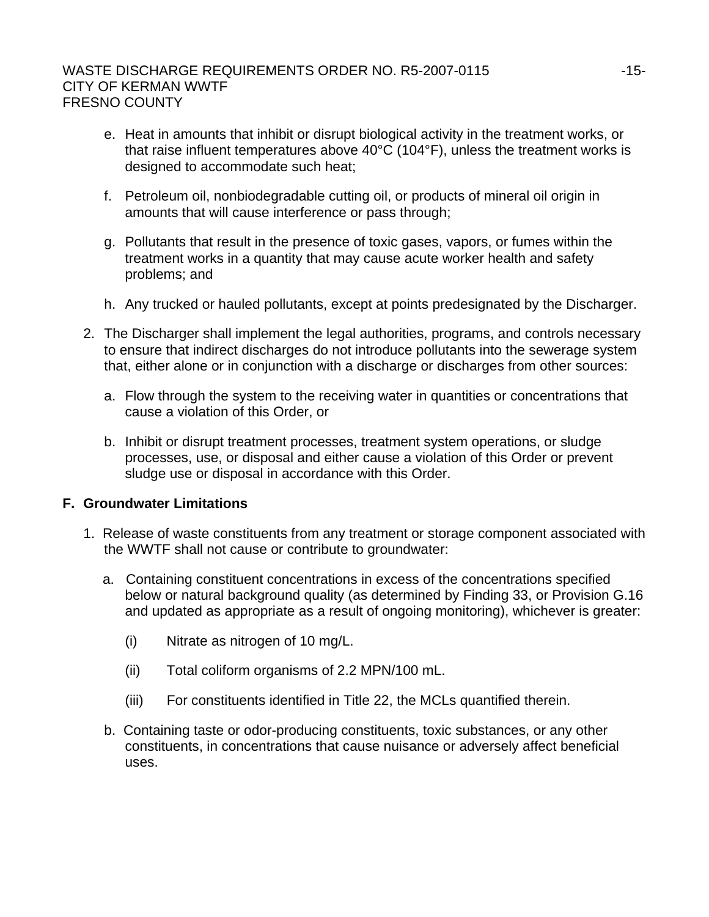e. Heat in amounts that inhibit or disrupt biological activity in the treatment works, or that raise influent temperatures above 40°C (104°F), unless the treatment works is designed to accommodate such heat;

f. Petroleum oil, nonbiodegradable cutting oil, or products of mineral oil origin in amounts that will cause interference or pass through;

g. Pollutants that result in the presence of toxic gases, vapors, or fumes within the treatment works in a quantity that may cause acute worker health and safety problems; and

h. Any trucked or hauled pollutants, except at points predesignated by the Discharger.

2. The Discharger shall implement the legal authorities, programs, and controls necessary to ensure that indirect discharges do not introduce pollutants into the sewerage system that, either alone or in conjunction with a discharge or discharges from other sources:

   a. Flow through the system to the receiving water in quantities or concentrations that cause a violation of this Order, or

   b. Inhibit or disrupt treatment processes, treatment system operations, or sludge processes, use, or disposal and either cause a violation of this Order or prevent sludge use or disposal in accordance with this Order.

**F. Groundwater Limitations**

1. Release of waste constituents from any treatment or storage component associated with the WWTF shall not cause or contribute to groundwater:

   a. Containing constituent concentrations in excess of the concentrations specified below or natural background quality (as determined by Finding 33, or Provision G.16 and updated as appropriate as a result of ongoing monitoring), whichever is greater:

      (i) Nitrate as nitrogen of 10 mg/L.

      (ii) Total coliform organisms of 2.2 MPN/100 mL.

      (iii) For constituents identified in Title 22, the MCLs quantified therein.

   b. Containing taste or odor-producing constituents, toxic substances, or any other constituents, in concentrations that cause nuisance or adversely affect beneficial uses.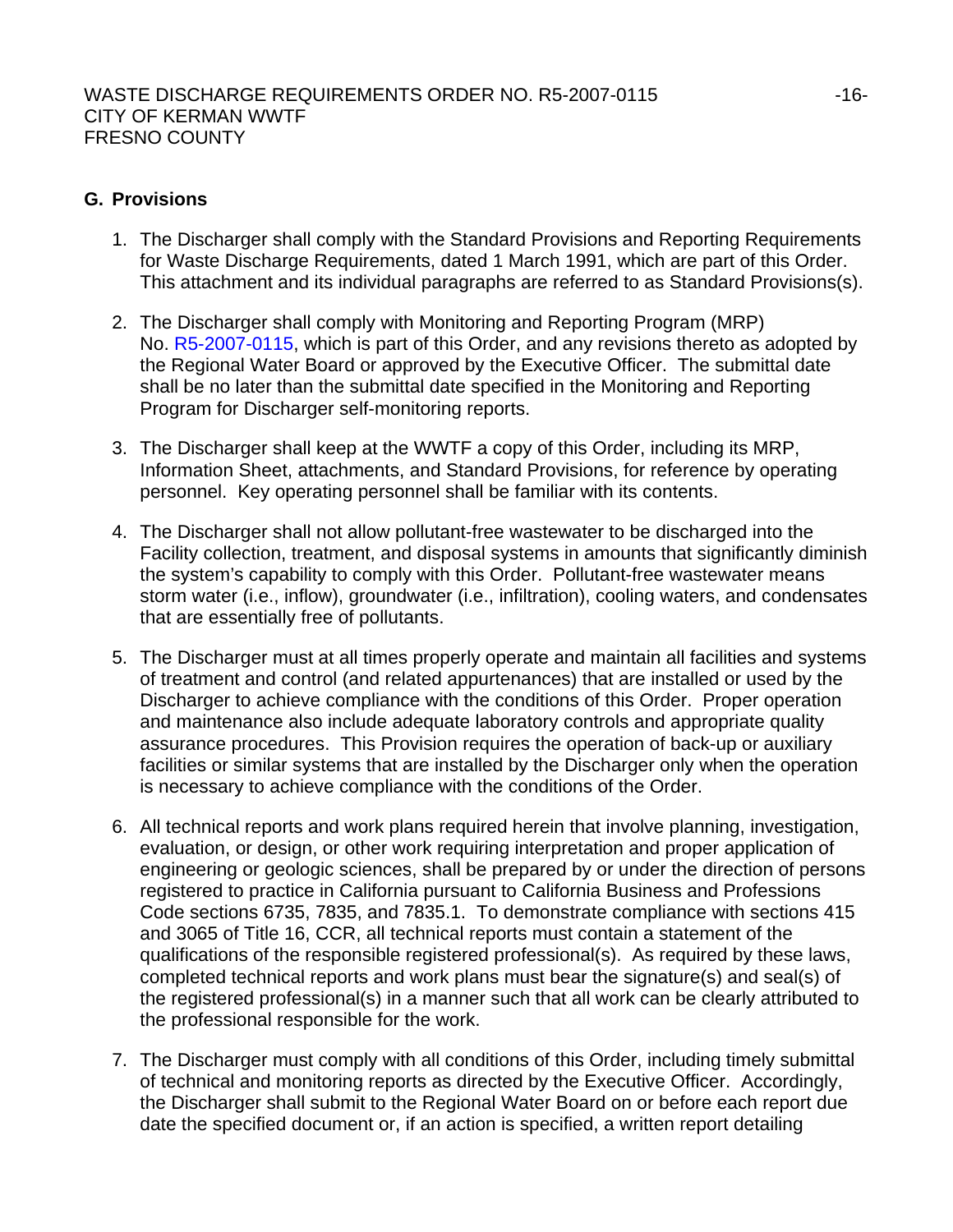## G. Provisions

1. The Discharger shall comply with the Standard Provisions and Reporting Requirements for Waste Discharge Requirements, dated 1 March 1991, which are part of this Order. This attachment and its individual paragraphs are referred to as Standard Provisions(s).

2. The Discharger shall comply with Monitoring and Reporting Program (MRP) No. R5-2007-0115, which is part of this Order, and any revisions thereto as adopted by the Regional Water Board or approved by the Executive Officer. The submittal date shall be no later than the submittal date specified in the Monitoring and Reporting Program for Discharger self-monitoring reports.

3. The Discharger shall keep at the WWTF a copy of this Order, including its MRP, Information Sheet, attachments, and Standard Provisions, for reference by operating personnel. Key operating personnel shall be familiar with its contents.

4. The Discharger shall not allow pollutant-free wastewater to be discharged into the Facility collection, treatment, and disposal systems in amounts that significantly diminish the system's capability to comply with this Order. Pollutant-free wastewater means storm water (i.e., inflow), groundwater (i.e., infiltration), cooling waters, and condensates that are essentially free of pollutants.

5. The Discharger must at all times properly operate and maintain all facilities and systems of treatment and control (and related appurtenances) that are installed or used by the Discharger to achieve compliance with the conditions of this Order. Proper operation and maintenance also include adequate laboratory controls and appropriate quality assurance procedures. This Provision requires the operation of back-up or auxiliary facilities or similar systems that are installed by the Discharger only when the operation is necessary to achieve compliance with the conditions of the Order.

6. All technical reports and work plans required herein that involve planning, investigation, evaluation, or design, or other work requiring interpretation and proper application of engineering or geologic sciences, shall be prepared by or under the direction of persons registered to practice in California pursuant to California Business and Professions Code sections 6735, 7835, and 7835.1. To demonstrate compliance with sections 415 and 3065 of Title 16, CCR, all technical reports must contain a statement of the qualifications of the responsible registered professional(s). As required by these laws, completed technical reports and work plans must bear the signature(s) and seal(s) of the registered professional(s) in a manner such that all work can be clearly attributed to the professional responsible for the work.

7. The Discharger must comply with all conditions of this Order, including timely submittal of technical and monitoring reports as directed by the Executive Officer. Accordingly, the Discharger shall submit to the Regional Water Board on or before each report due date the specified document or, if an action is specified, a written report detailing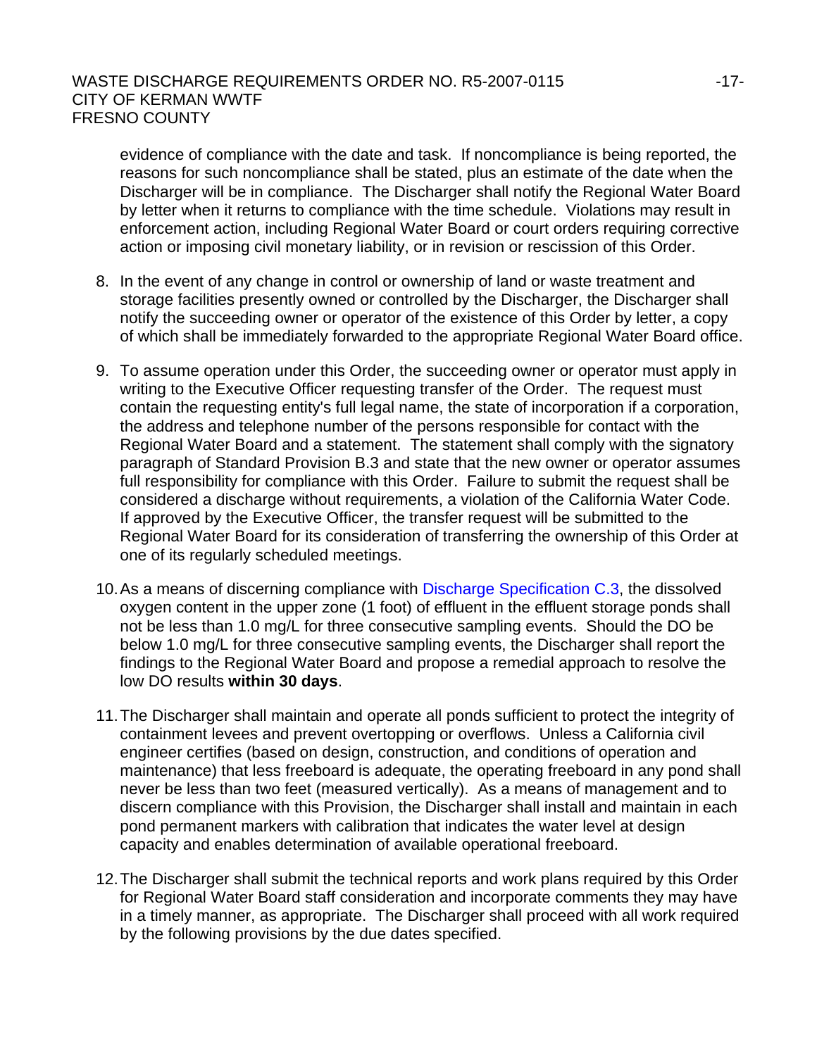evidence of compliance with the date and task. If noncompliance is being reported, the reasons for such noncompliance shall be stated, plus an estimate of the date when the Discharger will be in compliance. The Discharger shall notify the Regional Water Board by letter when it returns to compliance with the time schedule. Violations may result in enforcement action, including Regional Water Board or court orders requiring corrective action or imposing civil monetary liability, or in revision or rescission of this Order.

8. In the event of any change in control or ownership of land or waste treatment and storage facilities presently owned or controlled by the Discharger, the Discharger shall notify the succeeding owner or operator of the existence of this Order by letter, a copy of which shall be immediately forwarded to the appropriate Regional Water Board office.

9. To assume operation under this Order, the succeeding owner or operator must apply in writing to the Executive Officer requesting transfer of the Order. The request must contain the requesting entity's full legal name, the state of incorporation if a corporation, the address and telephone number of the persons responsible for contact with the Regional Water Board and a statement. The statement shall comply with the signatory paragraph of Standard Provision B.3 and state that the new owner or operator assumes full responsibility for compliance with this Order. Failure to submit the request shall be considered a discharge without requirements, a violation of the California Water Code. If approved by the Executive Officer, the transfer request will be submitted to the Regional Water Board for its consideration of transferring the ownership of this Order at one of its regularly scheduled meetings.

10. As a means of discerning compliance with Discharge Specification C.3, the dissolved oxygen content in the upper zone (1 foot) of effluent in the effluent storage ponds shall not be less than 1.0 mg/L for three consecutive sampling events. Should the DO be below 1.0 mg/L for three consecutive sampling events, the Discharger shall report the findings to the Regional Water Board and propose a remedial approach to resolve the low DO results **within 30 days**.

11. The Discharger shall maintain and operate all ponds sufficient to protect the integrity of containment levees and prevent overtopping or overflows. Unless a California civil engineer certifies (based on design, construction, and conditions of operation and maintenance) that less freeboard is adequate, the operating freeboard in any pond shall never be less than two feet (measured vertically). As a means of management and to discern compliance with this Provision, the Discharger shall install and maintain in each pond permanent markers with calibration that indicates the water level at design capacity and enables determination of available operational freeboard.

12. The Discharger shall submit the technical reports and work plans required by this Order for Regional Water Board staff consideration and incorporate comments they may have in a timely manner, as appropriate. The Discharger shall proceed with all work required by the following provisions by the due dates specified.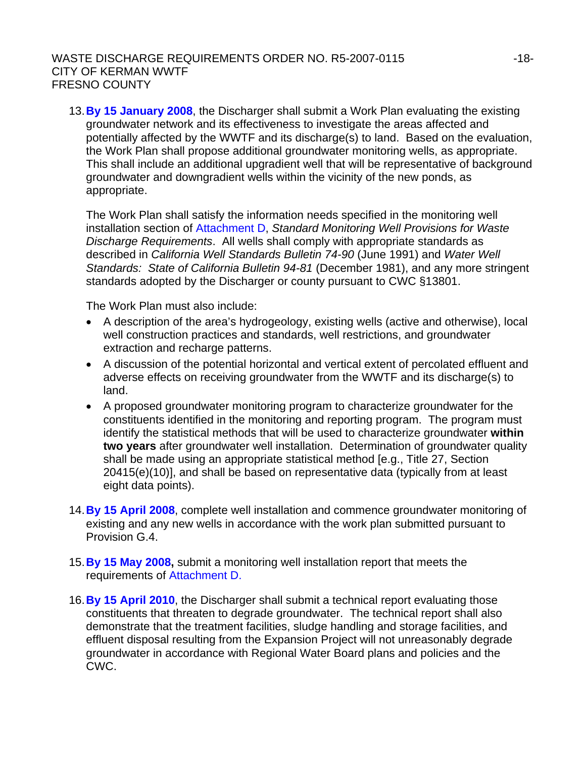13. **By 15 January 2008**, the Discharger shall submit a Work Plan evaluating the existing groundwater network and its effectiveness to investigate the areas affected and potentially affected by the WWTF and its discharge(s) to land. Based on the evaluation, the Work Plan shall propose additional groundwater monitoring wells, as appropriate. This shall include an additional upgradient well that will be representative of background groundwater and downgradient wells within the vicinity of the new ponds, as appropriate.

    The Work Plan shall satisfy the information needs specified in the monitoring well installation section of Attachment D, *Standard Monitoring Well Provisions for Waste Discharge Requirements*. All wells shall comply with appropriate standards as described in *California Well Standards Bulletin 74-90* (June 1991) and *Water Well Standards: State of California Bulletin 94-81* (December 1981), and any more stringent standards adopted by the Discharger or county pursuant to CWC §13801.

    The Work Plan must also include:

    - A description of the area's hydrogeology, existing wells (active and otherwise), local well construction practices and standards, well restrictions, and groundwater extraction and recharge patterns.
    - A discussion of the potential horizontal and vertical extent of percolated effluent and adverse effects on receiving groundwater from the WWTF and its discharge(s) to land.
    - A proposed groundwater monitoring program to characterize groundwater for the constituents identified in the monitoring and reporting program. The program must identify the statistical methods that will be used to characterize groundwater **within two years** after groundwater well installation. Determination of groundwater quality shall be made using an appropriate statistical method [e.g., Title 27, Section 20415(e)(10)], and shall be based on representative data (typically from at least eight data points).

14. **By 15 April 2008**, complete well installation and commence groundwater monitoring of existing and any new wells in accordance with the work plan submitted pursuant to Provision G.4.

15. **By 15 May 2008,** submit a monitoring well installation report that meets the requirements of Attachment D.

16. **By 15 April 2010**, the Discharger shall submit a technical report evaluating those constituents that threaten to degrade groundwater. The technical report shall also demonstrate that the treatment facilities, sludge handling and storage facilities, and effluent disposal resulting from the Expansion Project will not unreasonably degrade groundwater in accordance with Regional Water Board plans and policies and the CWC.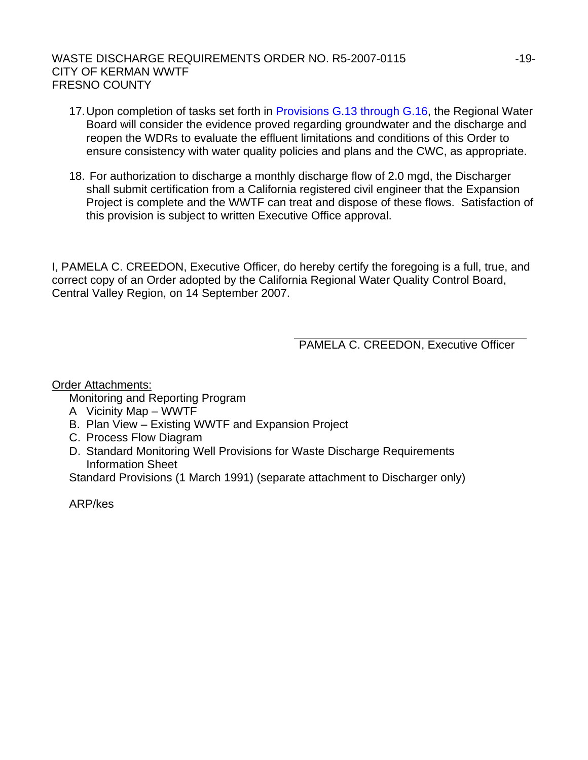17. Upon completion of tasks set forth in Provisions G.13 through G.16, the Regional Water Board will consider the evidence proved regarding groundwater and the discharge and reopen the WDRs to evaluate the effluent limitations and conditions of this Order to ensure consistency with water quality policies and plans and the CWC, as appropriate.

18. For authorization to discharge a monthly discharge flow of 2.0 mgd, the Discharger shall submit certification from a California registered civil engineer that the Expansion Project is complete and the WWTF can treat and dispose of these flows. Satisfaction of this provision is subject to written Executive Office approval.

I, PAMELA C. CREEDON, Executive Officer, do hereby certify the foregoing is a full, true, and correct copy of an Order adopted by the California Regional Water Quality Control Board, Central Valley Region, on 14 September 2007.

PAMELA C. CREEDON, Executive Officer

Order Attachments:

Monitoring and Reporting Program

A Vicinity Map – WWTF

B. Plan View – Existing WWTF and Expansion Project

C. Process Flow Diagram

D. Standard Monitoring Well Provisions for Waste Discharge Requirements

Information Sheet

Standard Provisions (1 March 1991) (separate attachment to Discharger only)

ARP/kes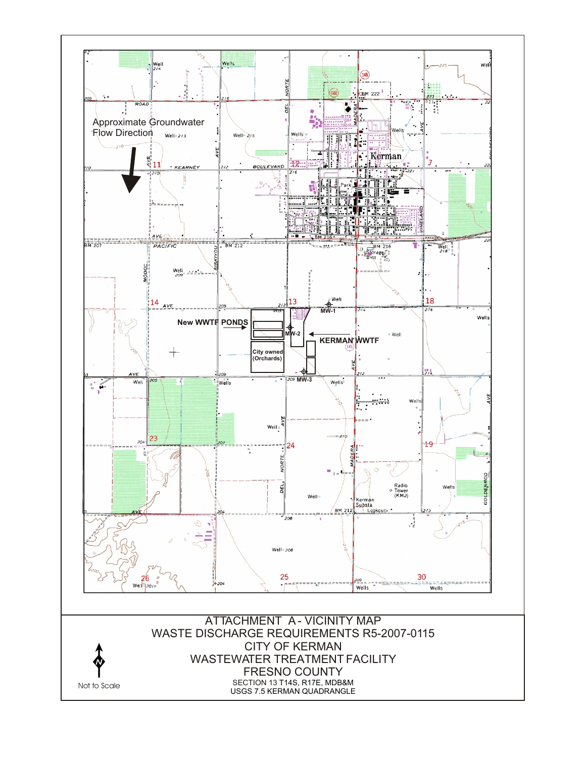Approximate Groundwater Flow Direction

New WWTF PONDS

MW-1

MW-2

MW-3

KERMAN WWTF

City owned (Orchards)

ATTACHMENT A - VICINITY MAP
WASTE DISCHARGE REQUIREMENTS R5-2007-0115
CITY OF KERMAN
WASTEWATER TREATMENT FACILITY
FRESNO COUNTY
SECTION 13 T14S, R17E, MDB&M
USGS 7.5 KERMAN QUADRANGLE

Not to Scale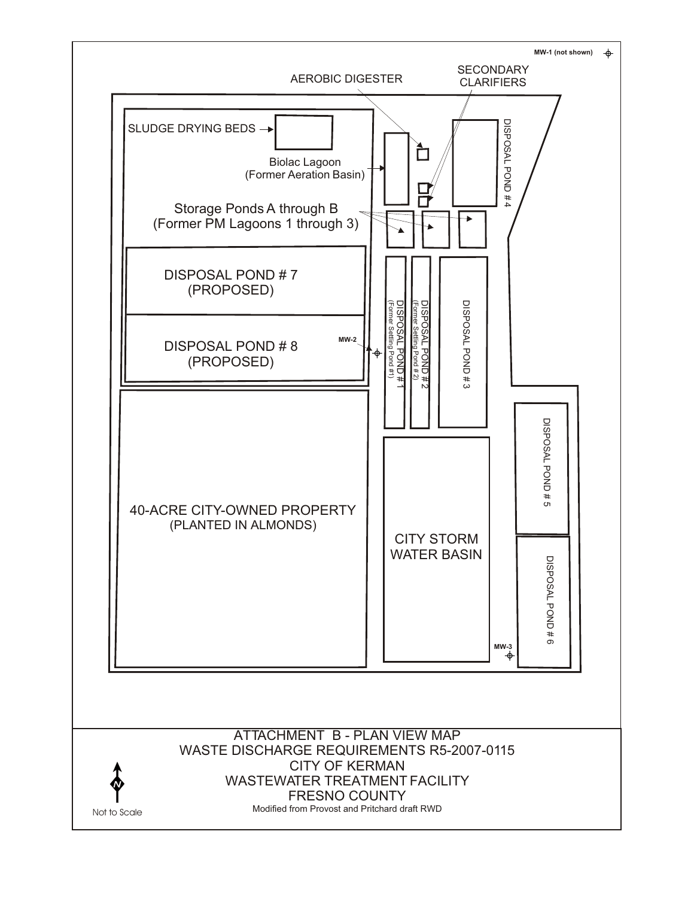MW-1 (not shown)

AEROBIC DIGESTER

SECONDARY CLARIFIERS

SLUDGE DRYING BEDS

Biolac Lagoon
(Former Aeration Basin)

DISPOSAL POND # 4

Storage Ponds A through B
(Former PM Lagoons 1 through 3)

DISPOSAL POND # 7
(PROPOSED)

DISPOSAL POND # 8
(PROPOSED)

MW-2

DISPOSAL POND # 1
(Former Settling Pond #1)

DISPOSAL POND # 2
(Former Settling Pond # 2)

DISPOSAL POND # 3

DISPOSAL POND # 5

40-ACRE CITY-OWNED PROPERTY
(PLANTED IN ALMONDS)

CITY STORM WATER BASIN

DISPOSAL POND # 6

MW-3

ATTACHMENT B - PLAN VIEW MAP
WASTE DISCHARGE REQUIREMENTS R5-2007-0115
CITY OF KERMAN
WASTEWATER TREATMENT FACILITY
FRESNO COUNTY

Modified from Provost and Pritchard draft RWD

N

Not to Scale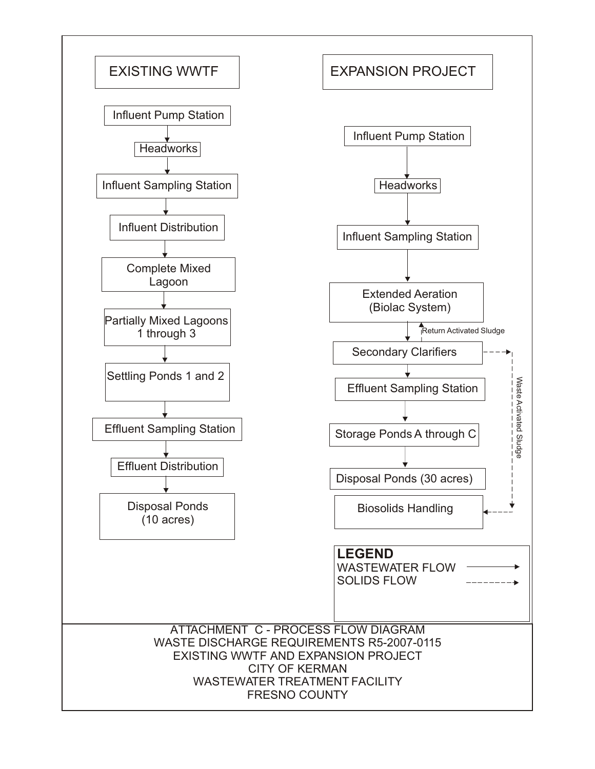## EXISTING WWTF

Influent Pump Station
↓
Headworks
↓
Influent Sampling Station
↓
Influent Distribution
↓
Complete Mixed Lagoon
↓
Partially Mixed Lagoons 1 through 3
↓
Settling Ponds 1 and 2
↓
Effluent Sampling Station
↓
Effluent Distribution
↓
Disposal Ponds (10 acres)

## EXPANSION PROJECT

Influent Pump Station
↓
Headworks
↓
Influent Sampling Station
↓
Extended Aeration (Biolac System)
↓ ↑ Return Activated Sludge
Secondary Clarifiers - - - Waste Activated Sludge - - → Biosolids Handling
↓
Effluent Sampling Station
↓
Storage Ponds A through C
↓
Disposal Ponds (30 acres)

Biosolids Handling

**LEGEND**

WASTEWATER FLOW ————→

SOLIDS FLOW - - - - - - - →

ATTACHMENT C - PROCESS FLOW DIAGRAM
WASTE DISCHARGE REQUIREMENTS R5-2007-0115
EXISTING WWTF AND EXPANSION PROJECT
CITY OF KERMAN
WASTEWATER TREATMENT FACILITY
FRESNO COUNTY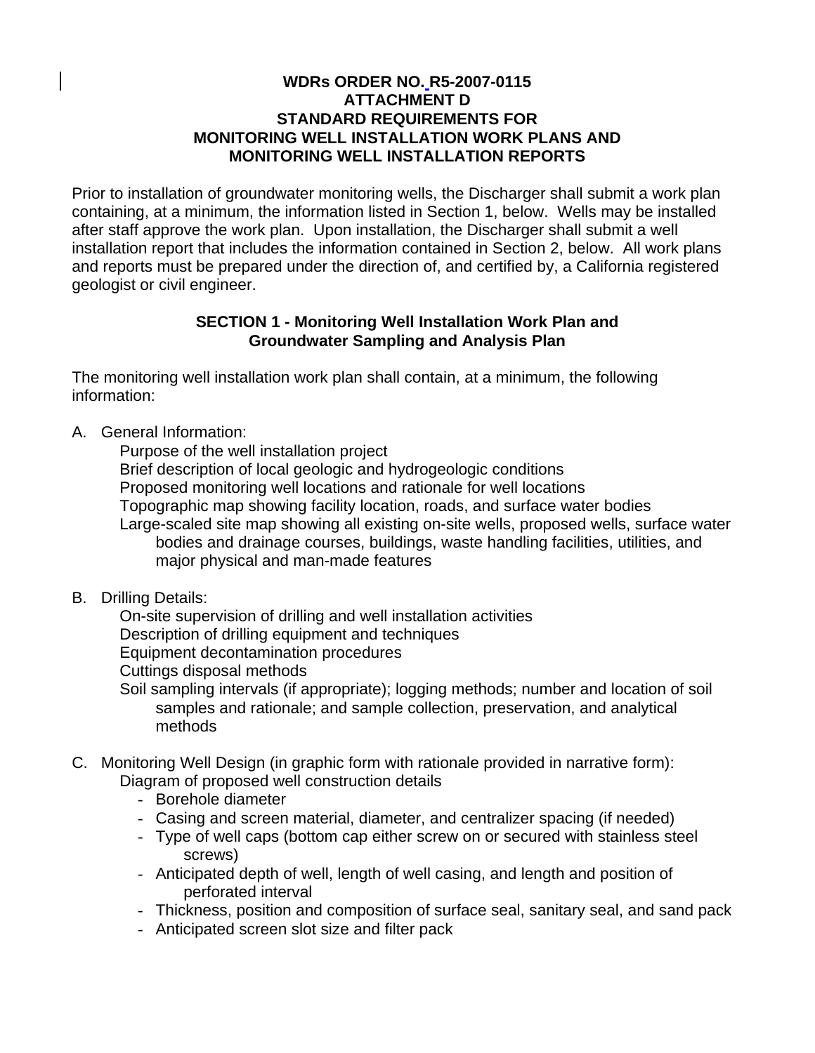**WDRs ORDER NO. R5-2007-0115**
**ATTACHMENT D**
**STANDARD REQUIREMENTS FOR**
**MONITORING WELL INSTALLATION WORK PLANS AND**
**MONITORING WELL INSTALLATION REPORTS**

Prior to installation of groundwater monitoring wells, the Discharger shall submit a work plan containing, at a minimum, the information listed in Section 1, below. Wells may be installed after staff approve the work plan. Upon installation, the Discharger shall submit a well installation report that includes the information contained in Section 2, below. All work plans and reports must be prepared under the direction of, and certified by, a California registered geologist or civil engineer.

**SECTION 1 - Monitoring Well Installation Work Plan and Groundwater Sampling and Analysis Plan**

The monitoring well installation work plan shall contain, at a minimum, the following information:

A. General Information:
   - Purpose of the well installation project
   - Brief description of local geologic and hydrogeologic conditions
   - Proposed monitoring well locations and rationale for well locations
   - Topographic map showing facility location, roads, and surface water bodies
   - Large-scaled site map showing all existing on-site wells, proposed wells, surface water bodies and drainage courses, buildings, waste handling facilities, utilities, and major physical and man-made features

B. Drilling Details:
   - On-site supervision of drilling and well installation activities
   - Description of drilling equipment and techniques
   - Equipment decontamination procedures
   - Cuttings disposal methods
   - Soil sampling intervals (if appropriate); logging methods; number and location of soil samples and rationale; and sample collection, preservation, and analytical methods

C. Monitoring Well Design (in graphic form with rationale provided in narrative form):
   - Diagram of proposed well construction details
     - Borehole diameter
     - Casing and screen material, diameter, and centralizer spacing (if needed)
     - Type of well caps (bottom cap either screw on or secured with stainless steel screws)
     - Anticipated depth of well, length of well casing, and length and position of perforated interval
     - Thickness, position and composition of surface seal, sanitary seal, and sand pack
     - Anticipated screen slot size and filter pack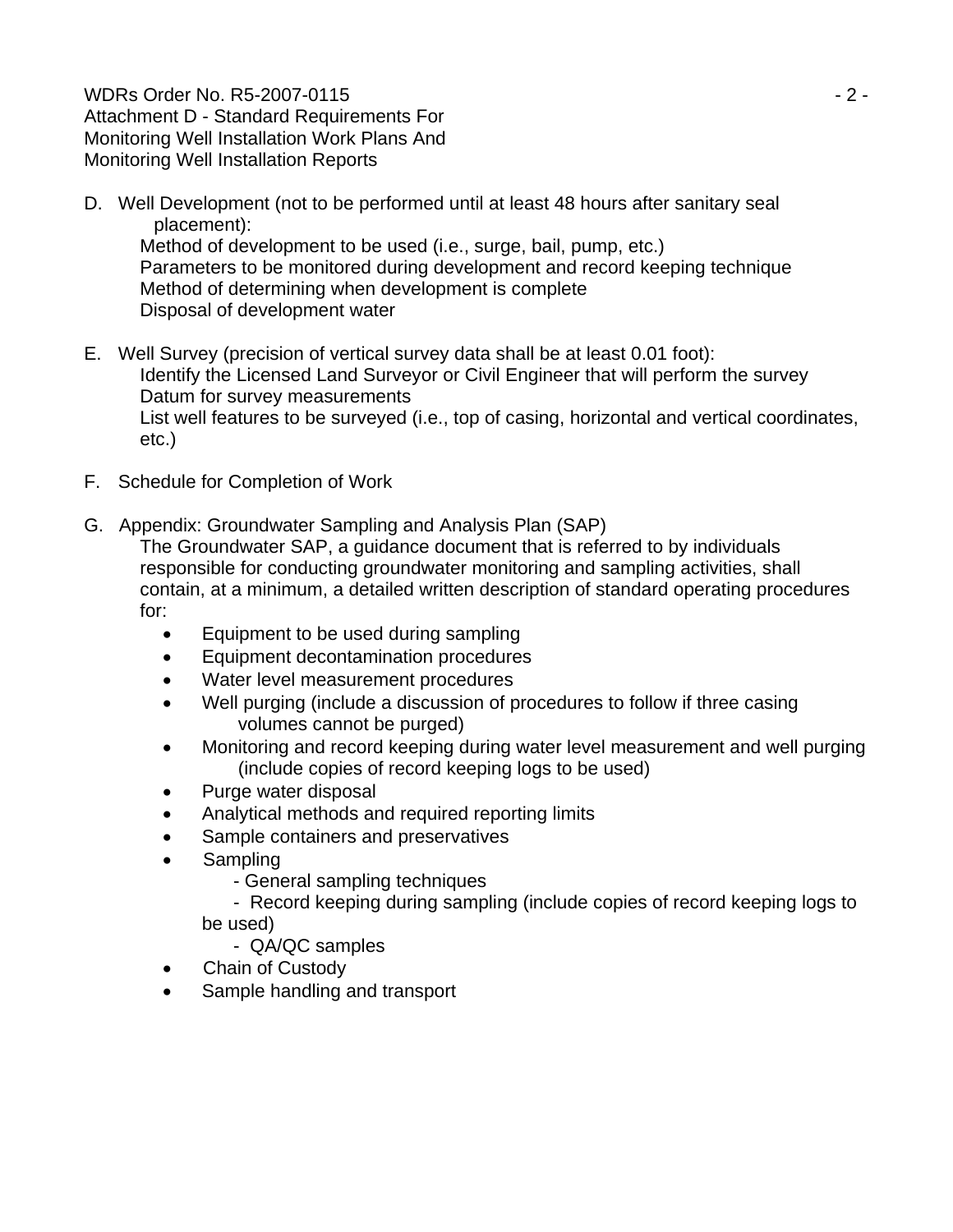D. Well Development (not to be performed until at least 48 hours after sanitary seal placement):

Method of development to be used (i.e., surge, bail, pump, etc.)
Parameters to be monitored during development and record keeping technique
Method of determining when development is complete
Disposal of development water

E. Well Survey (precision of vertical survey data shall be at least 0.01 foot):

Identify the Licensed Land Surveyor or Civil Engineer that will perform the survey
Datum for survey measurements
List well features to be surveyed (i.e., top of casing, horizontal and vertical coordinates, etc.)

F. Schedule for Completion of Work

G. Appendix: Groundwater Sampling and Analysis Plan (SAP)

The Groundwater SAP, a guidance document that is referred to by individuals responsible for conducting groundwater monitoring and sampling activities, shall contain, at a minimum, a detailed written description of standard operating procedures for:

- Equipment to be used during sampling
- Equipment decontamination procedures
- Water level measurement procedures
- Well purging (include a discussion of procedures to follow if three casing volumes cannot be purged)
- Monitoring and record keeping during water level measurement and well purging (include copies of record keeping logs to be used)
- Purge water disposal
- Analytical methods and required reporting limits
- Sample containers and preservatives
- Sampling
  - General sampling techniques
  - Record keeping during sampling (include copies of record keeping logs to be used)
  - QA/QC samples
- Chain of Custody
- Sample handling and transport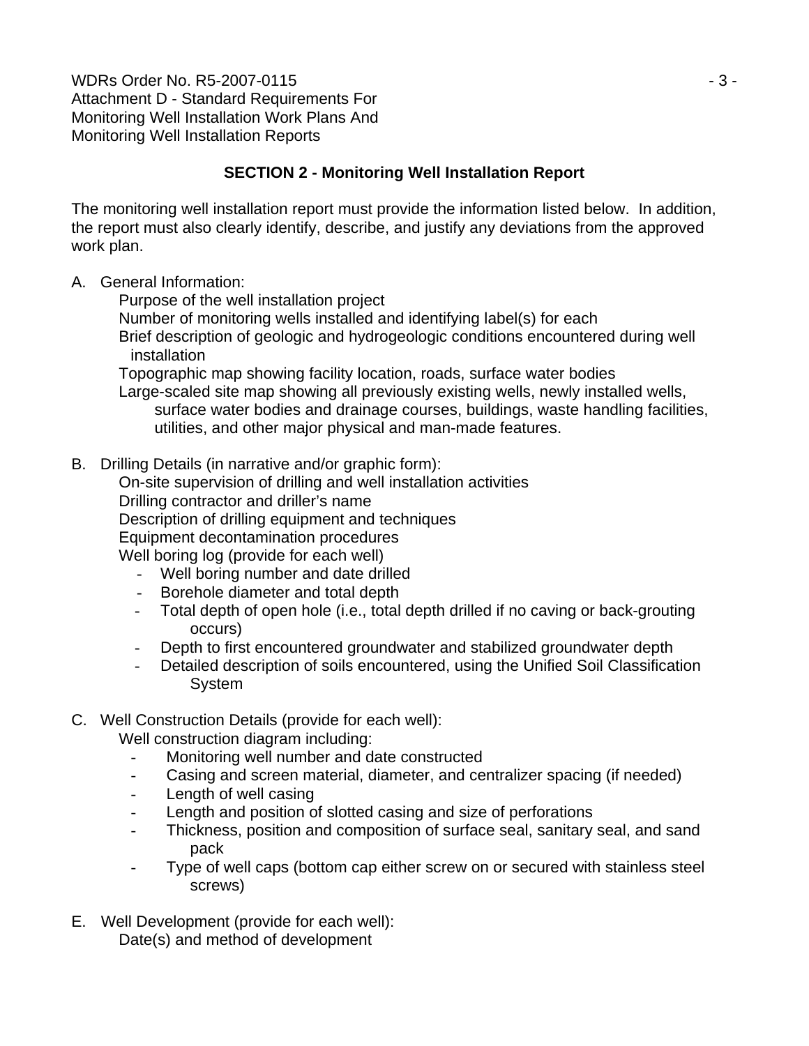## SECTION 2 - Monitoring Well Installation Report

The monitoring well installation report must provide the information listed below. In addition, the report must also clearly identify, describe, and justify any deviations from the approved work plan.

A. General Information:

Purpose of the well installation project
Number of monitoring wells installed and identifying label(s) for each
Brief description of geologic and hydrogeologic conditions encountered during well installation
Topographic map showing facility location, roads, surface water bodies
Large-scaled site map showing all previously existing wells, newly installed wells, surface water bodies and drainage courses, buildings, waste handling facilities, utilities, and other major physical and man-made features.

B. Drilling Details (in narrative and/or graphic form):

On-site supervision of drilling and well installation activities
Drilling contractor and driller's name
Description of drilling equipment and techniques
Equipment decontamination procedures
Well boring log (provide for each well)

- Well boring number and date drilled
- Borehole diameter and total depth
- Total depth of open hole (i.e., total depth drilled if no caving or back-grouting occurs)
- Depth to first encountered groundwater and stabilized groundwater depth
- Detailed description of soils encountered, using the Unified Soil Classification System

C. Well Construction Details (provide for each well):

Well construction diagram including:

- Monitoring well number and date constructed
- Casing and screen material, diameter, and centralizer spacing (if needed)
- Length of well casing
- Length and position of slotted casing and size of perforations
- Thickness, position and composition of surface seal, sanitary seal, and sand pack
- Type of well caps (bottom cap either screw on or secured with stainless steel screws)

E. Well Development (provide for each well):

Date(s) and method of development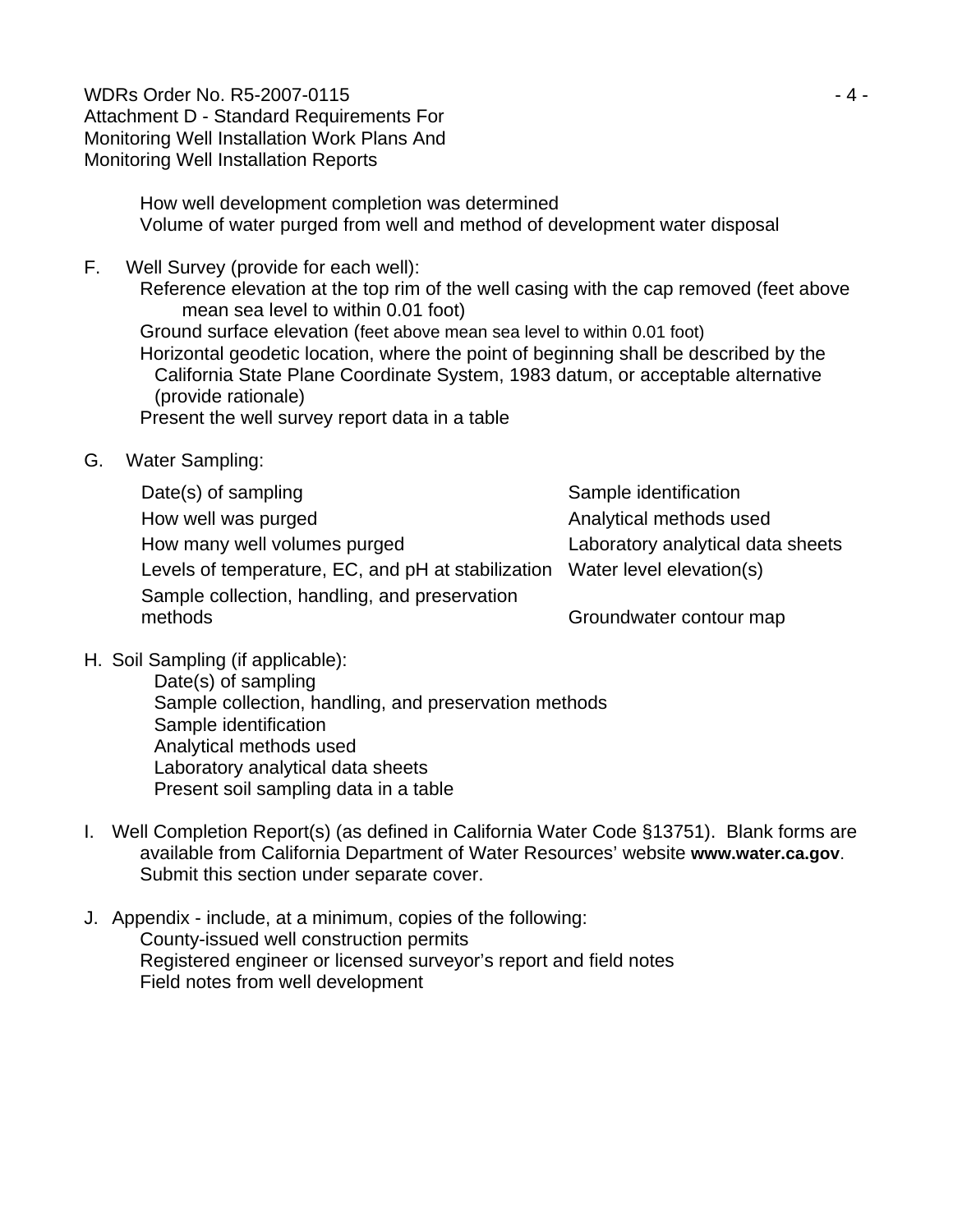How well development completion was determined
Volume of water purged from well and method of development water disposal

F. Well Survey (provide for each well):

Reference elevation at the top rim of the well casing with the cap removed (feet above mean sea level to within 0.01 foot)
Ground surface elevation (feet above mean sea level to within 0.01 foot)
Horizontal geodetic location, where the point of beginning shall be described by the California State Plane Coordinate System, 1983 datum, or acceptable alternative (provide rationale)
Present the well survey report data in a table

G. Water Sampling:

| | |
|---|---|
| Date(s) of sampling | Sample identification |
| How well was purged | Analytical methods used |
| How many well volumes purged | Laboratory analytical data sheets |
| Levels of temperature, EC, and pH at stabilization | Water level elevation(s) |
| Sample collection, handling, and preservation methods | Groundwater contour map |

H. Soil Sampling (if applicable):

Date(s) of sampling
Sample collection, handling, and preservation methods
Sample identification
Analytical methods used
Laboratory analytical data sheets
Present soil sampling data in a table

I. Well Completion Report(s) (as defined in California Water Code §13751). Blank forms are available from California Department of Water Resources' website **www.water.ca.gov**. Submit this section under separate cover.

J. Appendix - include, at a minimum, copies of the following:

County-issued well construction permits
Registered engineer or licensed surveyor's report and field notes
Field notes from well development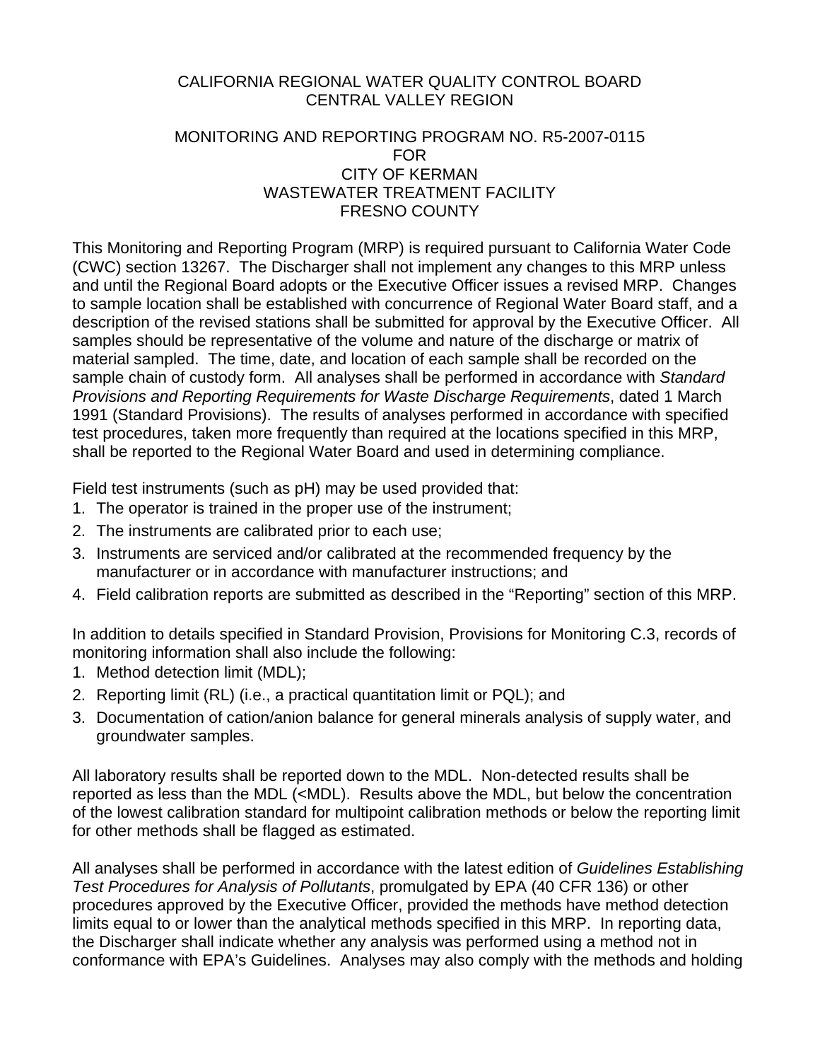CALIFORNIA REGIONAL WATER QUALITY CONTROL BOARD
CENTRAL VALLEY REGION

MONITORING AND REPORTING PROGRAM NO. R5-2007-0115
FOR
CITY OF KERMAN
WASTEWATER TREATMENT FACILITY
FRESNO COUNTY

This Monitoring and Reporting Program (MRP) is required pursuant to California Water Code (CWC) section 13267. The Discharger shall not implement any changes to this MRP unless and until the Regional Board adopts or the Executive Officer issues a revised MRP. Changes to sample location shall be established with concurrence of Regional Water Board staff, and a description of the revised stations shall be submitted for approval by the Executive Officer. All samples should be representative of the volume and nature of the discharge or matrix of material sampled. The time, date, and location of each sample shall be recorded on the sample chain of custody form. All analyses shall be performed in accordance with *Standard Provisions and Reporting Requirements for Waste Discharge Requirements*, dated 1 March 1991 (Standard Provisions). The results of analyses performed in accordance with specified test procedures, taken more frequently than required at the locations specified in this MRP, shall be reported to the Regional Water Board and used in determining compliance.

Field test instruments (such as pH) may be used provided that:

1. The operator is trained in the proper use of the instrument;
2. The instruments are calibrated prior to each use;
3. Instruments are serviced and/or calibrated at the recommended frequency by the manufacturer or in accordance with manufacturer instructions; and
4. Field calibration reports are submitted as described in the "Reporting" section of this MRP.

In addition to details specified in Standard Provision, Provisions for Monitoring C.3, records of monitoring information shall also include the following:

1. Method detection limit (MDL);
2. Reporting limit (RL) (i.e., a practical quantitation limit or PQL); and
3. Documentation of cation/anion balance for general minerals analysis of supply water, and groundwater samples.

All laboratory results shall be reported down to the MDL. Non-detected results shall be reported as less than the MDL (<MDL). Results above the MDL, but below the concentration of the lowest calibration standard for multipoint calibration methods or below the reporting limit for other methods shall be flagged as estimated.

All analyses shall be performed in accordance with the latest edition of *Guidelines Establishing Test Procedures for Analysis of Pollutants*, promulgated by EPA (40 CFR 136) or other procedures approved by the Executive Officer, provided the methods have method detection limits equal to or lower than the analytical methods specified in this MRP. In reporting data, the Discharger shall indicate whether any analysis was performed using a method not in conformance with EPA's Guidelines. Analyses may also comply with the methods and holding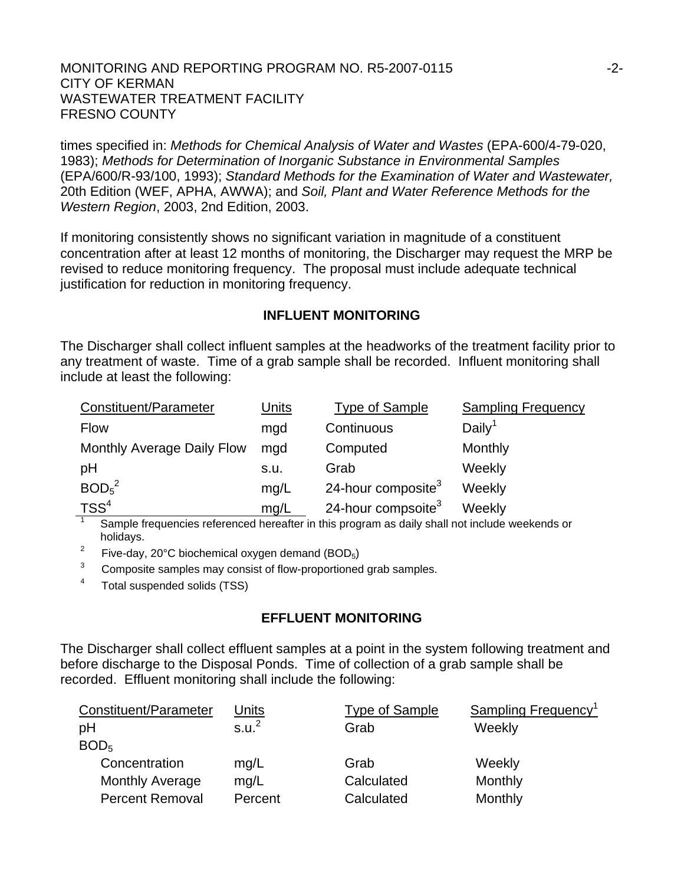times specified in: *Methods for Chemical Analysis of Water and Wastes* (EPA-600/4-79-020, 1983); *Methods for Determination of Inorganic Substance in Environmental Samples* (EPA/600/R-93/100, 1993); *Standard Methods for the Examination of Water and Wastewater,* 20th Edition (WEF, APHA, AWWA); and *Soil, Plant and Water Reference Methods for the Western Region*, 2003, 2nd Edition, 2003.

If monitoring consistently shows no significant variation in magnitude of a constituent concentration after at least 12 months of monitoring, the Discharger may request the MRP be revised to reduce monitoring frequency. The proposal must include adequate technical justification for reduction in monitoring frequency.

## INFLUENT MONITORING

The Discharger shall collect influent samples at the headworks of the treatment facility prior to any treatment of waste. Time of a grab sample shall be recorded. Influent monitoring shall include at least the following:

| Constituent/Parameter | Units | Type of Sample | Sampling Frequency |
|---|---|---|---|
| Flow | mgd | Continuous | Daily[1] |
| Monthly Average Daily Flow | mgd | Computed | Monthly |
| pH | s.u. | Grab | Weekly |
| $BOD_5$[2] | mg/L | 24-hour composite[3] | Weekly |
| TSS[4] | mg/L | 24-hour compsoite[3] | Weekly |

[1] Sample frequencies referenced hereafter in this program as daily shall not include weekends or holidays.

[2] Five-day, 20°C biochemical oxygen demand ($BOD_5$)

[3] Composite samples may consist of flow-proportioned grab samples.

[4] Total suspended solids (TSS)

## EFFLUENT MONITORING

The Discharger shall collect effluent samples at a point in the system following treatment and before discharge to the Disposal Ponds. Time of collection of a grab sample shall be recorded. Effluent monitoring shall include the following:

| Constituent/Parameter | Units | Type of Sample | Sampling Frequency[1] |
|---|---|---|---|
| pH | s.u.[2] | Grab | Weekly |
| $BOD_5$ | | | |
| Concentration | mg/L | Grab | Weekly |
| Monthly Average | mg/L | Calculated | Monthly |
| Percent Removal | Percent | Calculated | Monthly |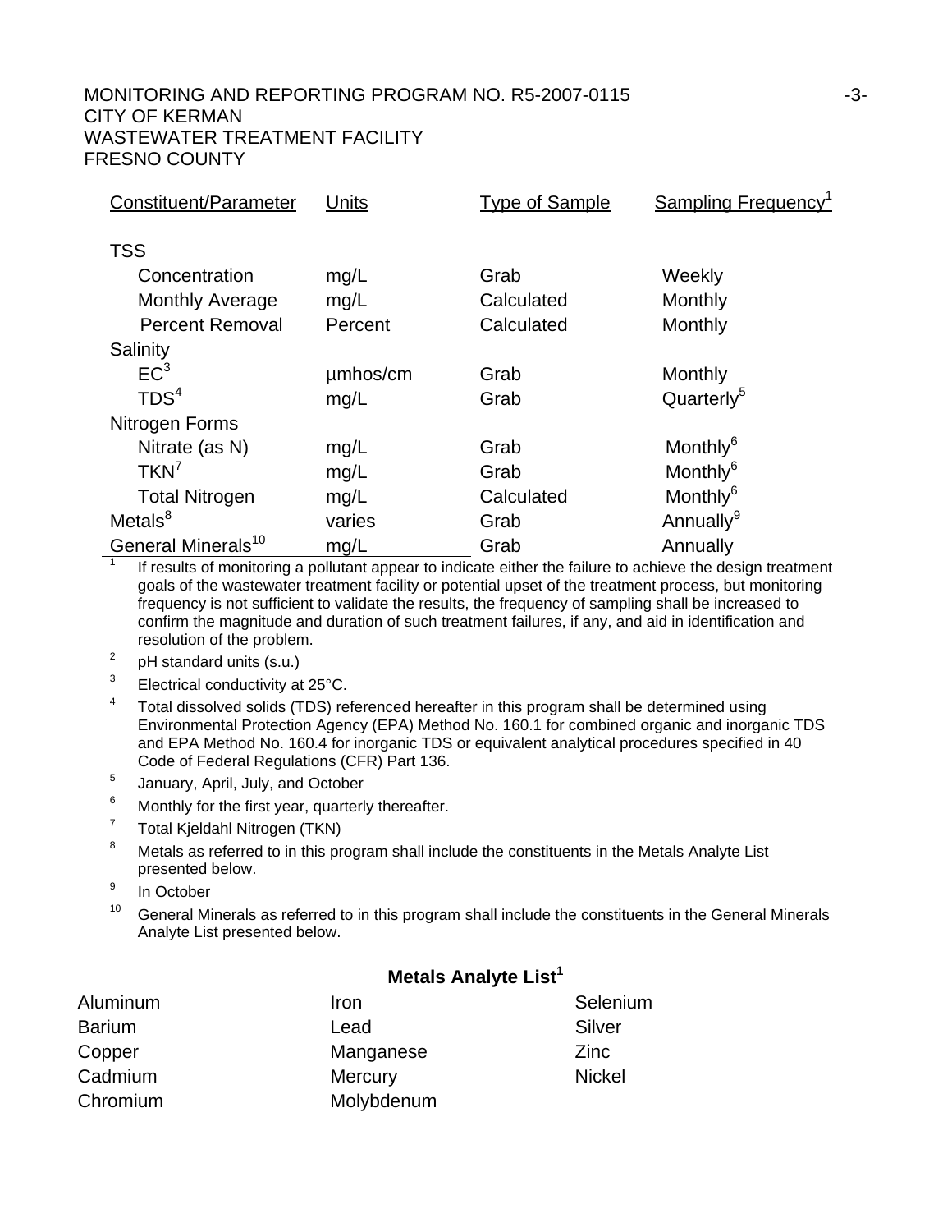| Constituent/Parameter | Units | Type of Sample | Sampling Frequency[1] |
|---|---|---|---|
| TSS | | | |
| Concentration | mg/L | Grab | Weekly |
| Monthly Average | mg/L | Calculated | Monthly |
| Percent Removal | Percent | Calculated | Monthly |
| Salinity | | | |
| EC[3] | µmhos/cm | Grab | Monthly |
| TDS[4] | mg/L | Grab | Quarterly[5] |
| Nitrogen Forms | | | |
| Nitrate (as N) | mg/L | Grab | Monthly[6] |
| TKN[7] | mg/L | Grab | Monthly[6] |
| Total Nitrogen | mg/L | Calculated | Monthly[6] |
| Metals[8] | varies | Grab | Annually[9] |
| General Minerals[10] | mg/L | Grab | Annually |

[1] If results of monitoring a pollutant appear to indicate either the failure to achieve the design treatment goals of the wastewater treatment facility or potential upset of the treatment process, but monitoring frequency is not sufficient to validate the results, the frequency of sampling shall be increased to confirm the magnitude and duration of such treatment failures, if any, and aid in identification and resolution of the problem.

[2] pH standard units (s.u.)

[3] Electrical conductivity at 25°C.

[4] Total dissolved solids (TDS) referenced hereafter in this program shall be determined using Environmental Protection Agency (EPA) Method No. 160.1 for combined organic and inorganic TDS and EPA Method No. 160.4 for inorganic TDS or equivalent analytical procedures specified in 40 Code of Federal Regulations (CFR) Part 136.

[5] January, April, July, and October

[6] Monthly for the first year, quarterly thereafter.

[7] Total Kjeldahl Nitrogen (TKN)

[8] Metals as referred to in this program shall include the constituents in the Metals Analyte List presented below.

[9] In October

[10] General Minerals as referred to in this program shall include the constituents in the General Minerals Analyte List presented below.

**Metals Analyte List[1]**

| | | |
|---|---|---|
| Aluminum | Iron | Selenium |
| Barium | Lead | Silver |
| Copper | Manganese | Zinc |
| Cadmium | Mercury | Nickel |
| Chromium | Molybdenum | |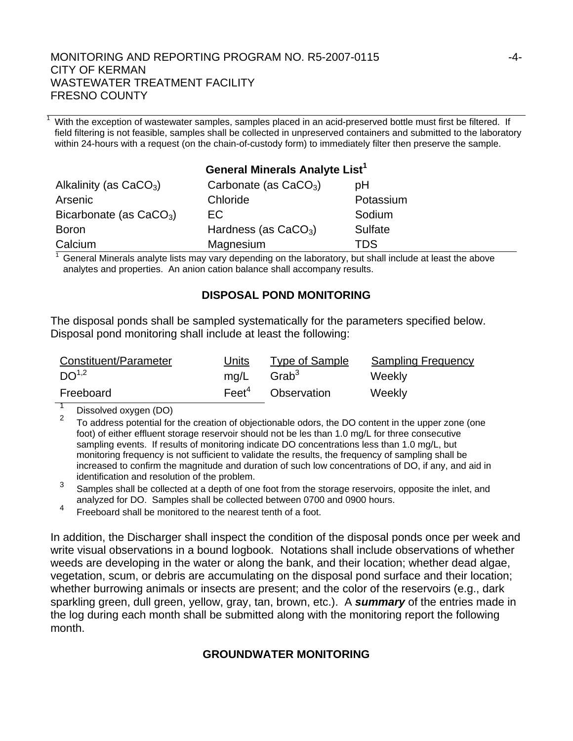[1] With the exception of wastewater samples, samples placed in an acid-preserved bottle must first be filtered. If field filtering is not feasible, samples shall be collected in unpreserved containers and submitted to the laboratory within 24-hours with a request (on the chain-of-custody form) to immediately filter then preserve the sample.

**General Minerals Analyte List[1]**

| | | |
|---|---|---|
| Alkalinity (as $CaCO_3$) | Carbonate (as $CaCO_3$) | pH |
| Arsenic | Chloride | Potassium |
| Bicarbonate (as $CaCO_3$) | EC | Sodium |
| Boron | Hardness (as $CaCO_3$) | Sulfate |
| Calcium | Magnesium | TDS |

[1] General Minerals analyte lists may vary depending on the laboratory, but shall include at least the above analytes and properties. An anion cation balance shall accompany results.

## DISPOSAL POND MONITORING

The disposal ponds shall be sampled systematically for the parameters specified below. Disposal pond monitoring shall include at least the following:

| Constituent/Parameter | Units | Type of Sample | Sampling Frequency |
|---|---|---|---|
| DO[1,2] | mg/L | Grab[3] | Weekly |
| Freeboard | Feet[4] | Observation | Weekly |

[1] Dissolved oxygen (DO)

[2] To address potential for the creation of objectionable odors, the DO content in the upper zone (one foot) of either effluent storage reservoir should not be les than 1.0 mg/L for three consecutive sampling events. If results of monitoring indicate DO concentrations less than 1.0 mg/L, but monitoring frequency is not sufficient to validate the results, the frequency of sampling shall be increased to confirm the magnitude and duration of such low concentrations of DO, if any, and aid in identification and resolution of the problem.

[3] Samples shall be collected at a depth of one foot from the storage reservoirs, opposite the inlet, and analyzed for DO. Samples shall be collected between 0700 and 0900 hours.

[4] Freeboard shall be monitored to the nearest tenth of a foot.

In addition, the Discharger shall inspect the condition of the disposal ponds once per week and write visual observations in a bound logbook. Notations shall include observations of whether weeds are developing in the water or along the bank, and their location; whether dead algae, vegetation, scum, or debris are accumulating on the disposal pond surface and their location; whether burrowing animals or insects are present; and the color of the reservoirs (e.g., dark sparkling green, dull green, yellow, gray, tan, brown, etc.). A ***summary*** of the entries made in the log during each month shall be submitted along with the monitoring report the following month.

## GROUNDWATER MONITORING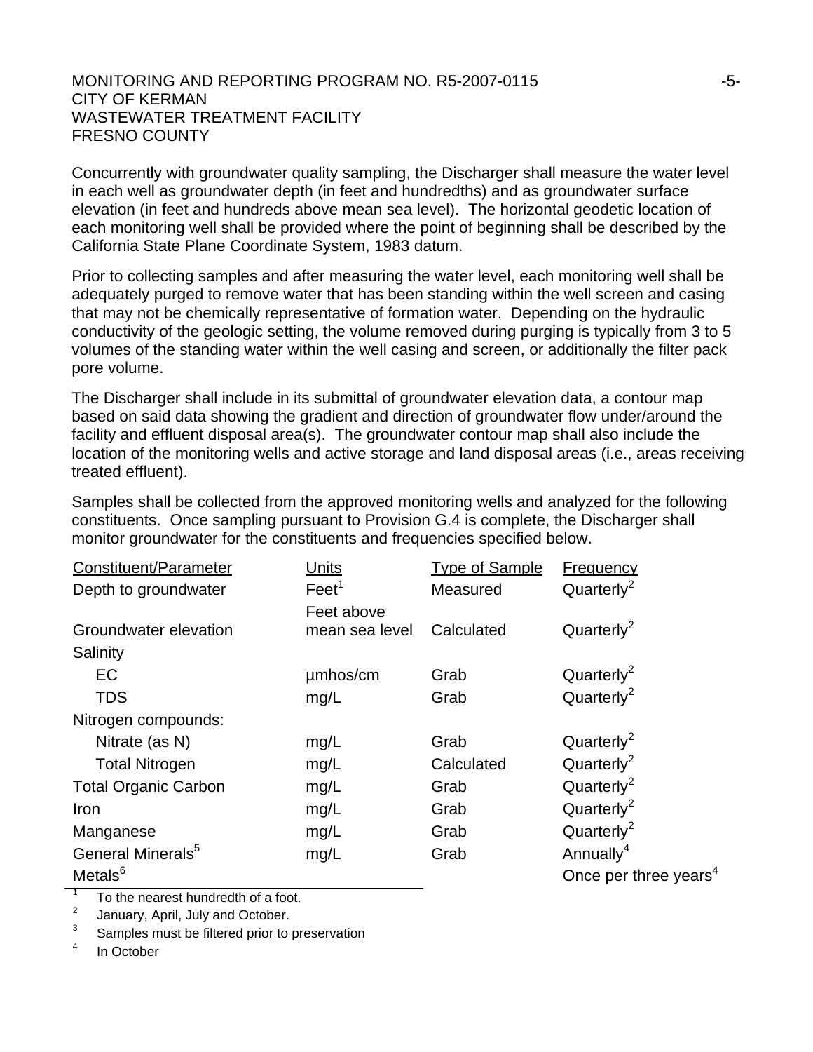Concurrently with groundwater quality sampling, the Discharger shall measure the water level in each well as groundwater depth (in feet and hundredths) and as groundwater surface elevation (in feet and hundreds above mean sea level). The horizontal geodetic location of each monitoring well shall be provided where the point of beginning shall be described by the California State Plane Coordinate System, 1983 datum.

Prior to collecting samples and after measuring the water level, each monitoring well shall be adequately purged to remove water that has been standing within the well screen and casing that may not be chemically representative of formation water. Depending on the hydraulic conductivity of the geologic setting, the volume removed during purging is typically from 3 to 5 volumes of the standing water within the well casing and screen, or additionally the filter pack pore volume.

The Discharger shall include in its submittal of groundwater elevation data, a contour map based on said data showing the gradient and direction of groundwater flow under/around the facility and effluent disposal area(s). The groundwater contour map shall also include the location of the monitoring wells and active storage and land disposal areas (i.e., areas receiving treated effluent).

Samples shall be collected from the approved monitoring wells and analyzed for the following constituents. Once sampling pursuant to Provision G.4 is complete, the Discharger shall monitor groundwater for the constituents and frequencies specified below.

| Constituent/Parameter | Units | Type of Sample | Frequency |
|---|---|---|---|
| Depth to groundwater | Feet[1] | Measured | Quarterly[2] |
| Groundwater elevation | Feet above mean sea level | Calculated | Quarterly[2] |
| Salinity | | | |
| EC | µmhos/cm | Grab | Quarterly[2] |
| TDS | mg/L | Grab | Quarterly[2] |
| Nitrogen compounds: | | | |
| Nitrate (as N) | mg/L | Grab | Quarterly[2] |
| Total Nitrogen | mg/L | Calculated | Quarterly[2] |
| Total Organic Carbon | mg/L | Grab | Quarterly[2] |
| Iron | mg/L | Grab | Quarterly[2] |
| Manganese | mg/L | Grab | Quarterly[2] |
| General Minerals[5] | mg/L | Grab | Annually[4] |
| Metals[6] | | | Once per three years[4] |

[1] To the nearest hundredth of a foot.
[2] January, April, July and October.
[3] Samples must be filtered prior to preservation
[4] In October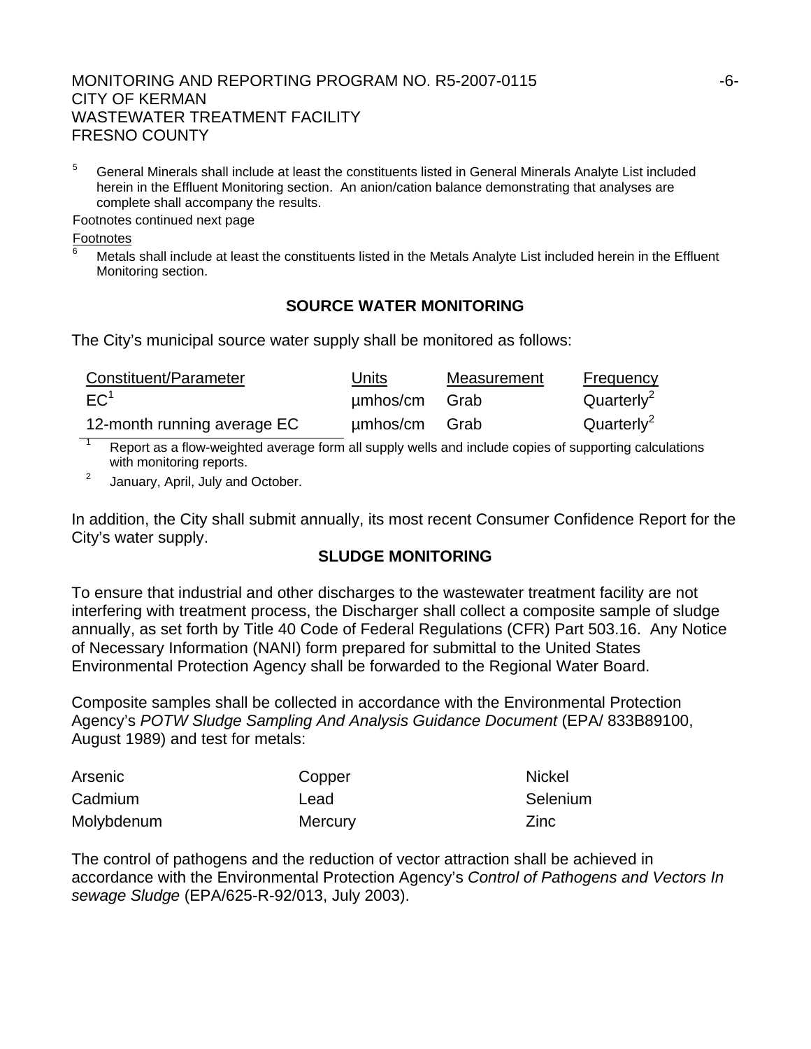[5] General Minerals shall include at least the constituents listed in General Minerals Analyte List included herein in the Effluent Monitoring section. An anion/cation balance demonstrating that analyses are complete shall accompany the results.

Footnotes continued next page

Footnotes

[6] Metals shall include at least the constituents listed in the Metals Analyte List included herein in the Effluent Monitoring section.

## SOURCE WATER MONITORING

The City's municipal source water supply shall be monitored as follows:

| Constituent/Parameter | Units | Measurement | Frequency |
|---|---|---|---|
| EC[1] | µmhos/cm | Grab | Quarterly[2] |
| 12-month running average EC | µmhos/cm | Grab | Quarterly[2] |

[1] Report as a flow-weighted average form all supply wells and include copies of supporting calculations with monitoring reports.

[2] January, April, July and October.

In addition, the City shall submit annually, its most recent Consumer Confidence Report for the City's water supply.

## SLUDGE MONITORING

To ensure that industrial and other discharges to the wastewater treatment facility are not interfering with treatment process, the Discharger shall collect a composite sample of sludge annually, as set forth by Title 40 Code of Federal Regulations (CFR) Part 503.16. Any Notice of Necessary Information (NANI) form prepared for submittal to the United States Environmental Protection Agency shall be forwarded to the Regional Water Board.

Composite samples shall be collected in accordance with the Environmental Protection Agency's *POTW Sludge Sampling And Analysis Guidance Document* (EPA/ 833B89100, August 1989) and test for metals:

| | | |
|---|---|---|
| Arsenic | Copper | Nickel |
| Cadmium | Lead | Selenium |
| Molybdenum | Mercury | Zinc |

The control of pathogens and the reduction of vector attraction shall be achieved in accordance with the Environmental Protection Agency's *Control of Pathogens and Vectors In sewage Sludge* (EPA/625-R-92/013, July 2003).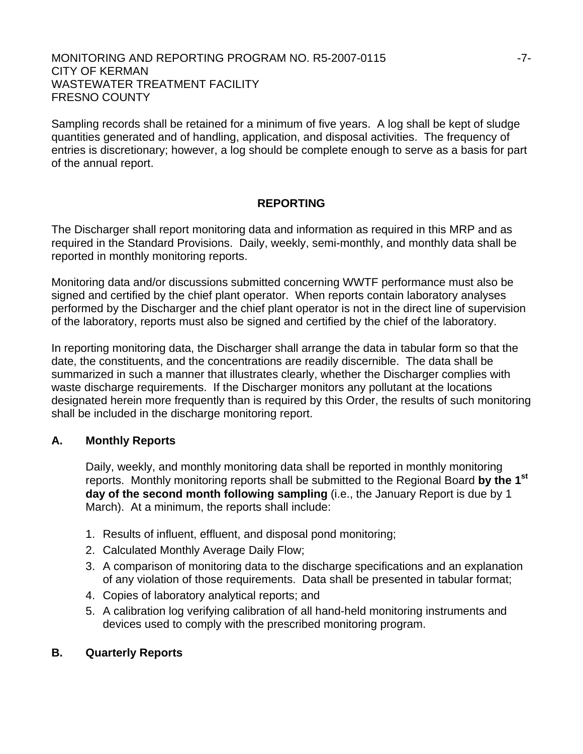Sampling records shall be retained for a minimum of five years. A log shall be kept of sludge quantities generated and of handling, application, and disposal activities. The frequency of entries is discretionary; however, a log should be complete enough to serve as a basis for part of the annual report.

## REPORTING

The Discharger shall report monitoring data and information as required in this MRP and as required in the Standard Provisions. Daily, weekly, semi-monthly, and monthly data shall be reported in monthly monitoring reports.

Monitoring data and/or discussions submitted concerning WWTF performance must also be signed and certified by the chief plant operator. When reports contain laboratory analyses performed by the Discharger and the chief plant operator is not in the direct line of supervision of the laboratory, reports must also be signed and certified by the chief of the laboratory.

In reporting monitoring data, the Discharger shall arrange the data in tabular form so that the date, the constituents, and the concentrations are readily discernible. The data shall be summarized in such a manner that illustrates clearly, whether the Discharger complies with waste discharge requirements. If the Discharger monitors any pollutant at the locations designated herein more frequently than is required by this Order, the results of such monitoring shall be included in the discharge monitoring report.

### A. Monthly Reports

Daily, weekly, and monthly monitoring data shall be reported in monthly monitoring reports. Monthly monitoring reports shall be submitted to the Regional Board **by the 1st day of the second month following sampling** (i.e., the January Report is due by 1 March). At a minimum, the reports shall include:

1. Results of influent, effluent, and disposal pond monitoring;
2. Calculated Monthly Average Daily Flow;
3. A comparison of monitoring data to the discharge specifications and an explanation of any violation of those requirements. Data shall be presented in tabular format;
4. Copies of laboratory analytical reports; and
5. A calibration log verifying calibration of all hand-held monitoring instruments and devices used to comply with the prescribed monitoring program.

### B. Quarterly Reports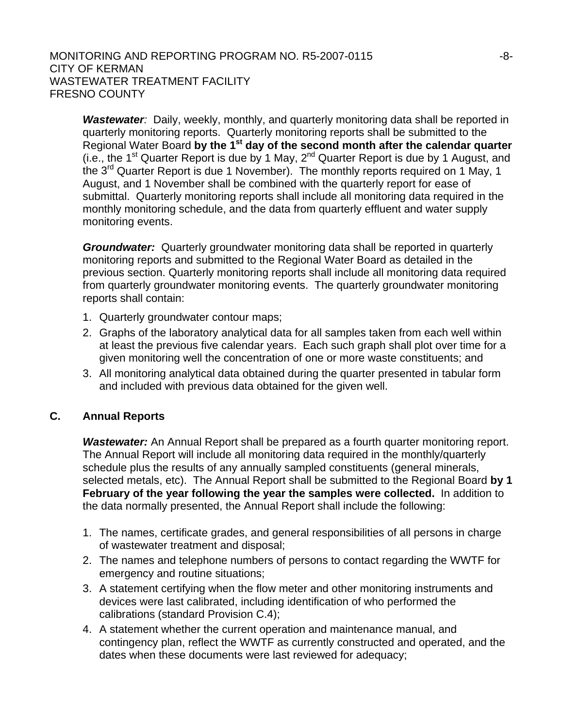***Wastewater:*** Daily, weekly, monthly, and quarterly monitoring data shall be reported in quarterly monitoring reports. Quarterly monitoring reports shall be submitted to the Regional Water Board **by the 1st day of the second month after the calendar quarter** (i.e., the 1st Quarter Report is due by 1 May, 2nd Quarter Report is due by 1 August, and the 3rd Quarter Report is due 1 November). The monthly reports required on 1 May, 1 August, and 1 November shall be combined with the quarterly report for ease of submittal. Quarterly monitoring reports shall include all monitoring data required in the monthly monitoring schedule, and the data from quarterly effluent and water supply monitoring events.

***Groundwater:*** Quarterly groundwater monitoring data shall be reported in quarterly monitoring reports and submitted to the Regional Water Board as detailed in the previous section. Quarterly monitoring reports shall include all monitoring data required from quarterly groundwater monitoring events. The quarterly groundwater monitoring reports shall contain:

1. Quarterly groundwater contour maps;
2. Graphs of the laboratory analytical data for all samples taken from each well within at least the previous five calendar years. Each such graph shall plot over time for a given monitoring well the concentration of one or more waste constituents; and
3. All monitoring analytical data obtained during the quarter presented in tabular form and included with previous data obtained for the given well.

## C. Annual Reports

***Wastewater:*** An Annual Report shall be prepared as a fourth quarter monitoring report. The Annual Report will include all monitoring data required in the monthly/quarterly schedule plus the results of any annually sampled constituents (general minerals, selected metals, etc). The Annual Report shall be submitted to the Regional Board **by 1 February of the year following the year the samples were collected.** In addition to the data normally presented, the Annual Report shall include the following:

1. The names, certificate grades, and general responsibilities of all persons in charge of wastewater treatment and disposal;
2. The names and telephone numbers of persons to contact regarding the WWTF for emergency and routine situations;
3. A statement certifying when the flow meter and other monitoring instruments and devices were last calibrated, including identification of who performed the calibrations (standard Provision C.4);
4. A statement whether the current operation and maintenance manual, and contingency plan, reflect the WWTF as currently constructed and operated, and the dates when these documents were last reviewed for adequacy;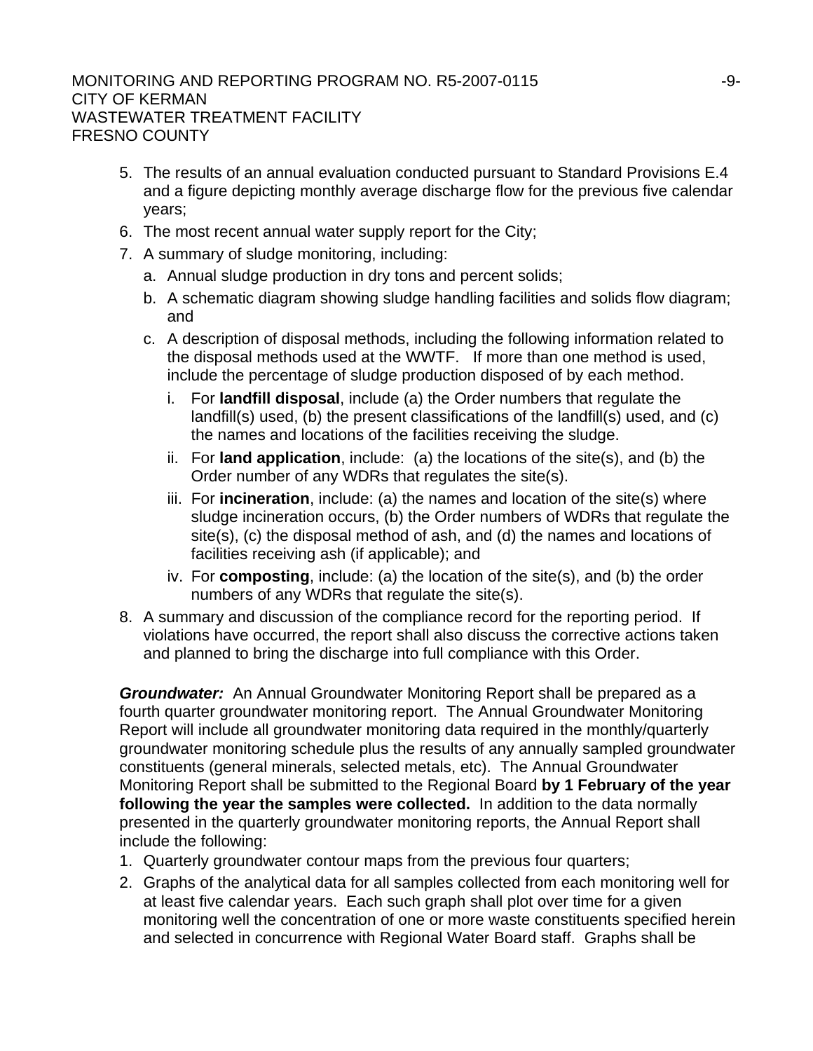5. The results of an annual evaluation conducted pursuant to Standard Provisions E.4 and a figure depicting monthly average discharge flow for the previous five calendar years;
6. The most recent annual water supply report for the City;
7. A summary of sludge monitoring, including:
   a. Annual sludge production in dry tons and percent solids;
   b. A schematic diagram showing sludge handling facilities and solids flow diagram; and
   c. A description of disposal methods, including the following information related to the disposal methods used at the WWTF. If more than one method is used, include the percentage of sludge production disposed of by each method.
      i. For **landfill disposal**, include (a) the Order numbers that regulate the landfill(s) used, (b) the present classifications of the landfill(s) used, and (c) the names and locations of the facilities receiving the sludge.
      ii. For **land application**, include: (a) the locations of the site(s), and (b) the Order number of any WDRs that regulates the site(s).
      iii. For **incineration**, include: (a) the names and location of the site(s) where sludge incineration occurs, (b) the Order numbers of WDRs that regulate the site(s), (c) the disposal method of ash, and (d) the names and locations of facilities receiving ash (if applicable); and
      iv. For **composting**, include: (a) the location of the site(s), and (b) the order numbers of any WDRs that regulate the site(s).
8. A summary and discussion of the compliance record for the reporting period. If violations have occurred, the report shall also discuss the corrective actions taken and planned to bring the discharge into full compliance with this Order.

***Groundwater:*** An Annual Groundwater Monitoring Report shall be prepared as a fourth quarter groundwater monitoring report. The Annual Groundwater Monitoring Report will include all groundwater monitoring data required in the monthly/quarterly groundwater monitoring schedule plus the results of any annually sampled groundwater constituents (general minerals, selected metals, etc). The Annual Groundwater Monitoring Report shall be submitted to the Regional Board **by 1 February of the year following the year the samples were collected.** In addition to the data normally presented in the quarterly groundwater monitoring reports, the Annual Report shall include the following:

1. Quarterly groundwater contour maps from the previous four quarters;
2. Graphs of the analytical data for all samples collected from each monitoring well for at least five calendar years. Each such graph shall plot over time for a given monitoring well the concentration of one or more waste constituents specified herein and selected in concurrence with Regional Water Board staff. Graphs shall be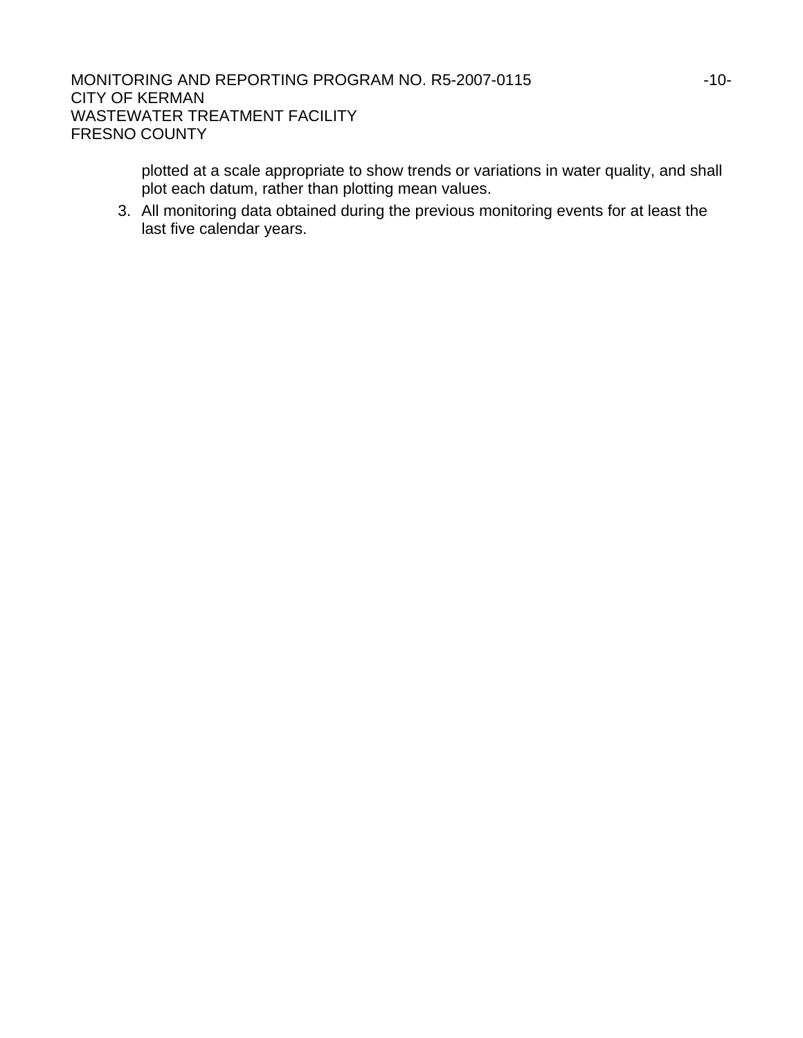plotted at a scale appropriate to show trends or variations in water quality, and shall plot each datum, rather than plotting mean values.

3. All monitoring data obtained during the previous monitoring events for at least the last five calendar years.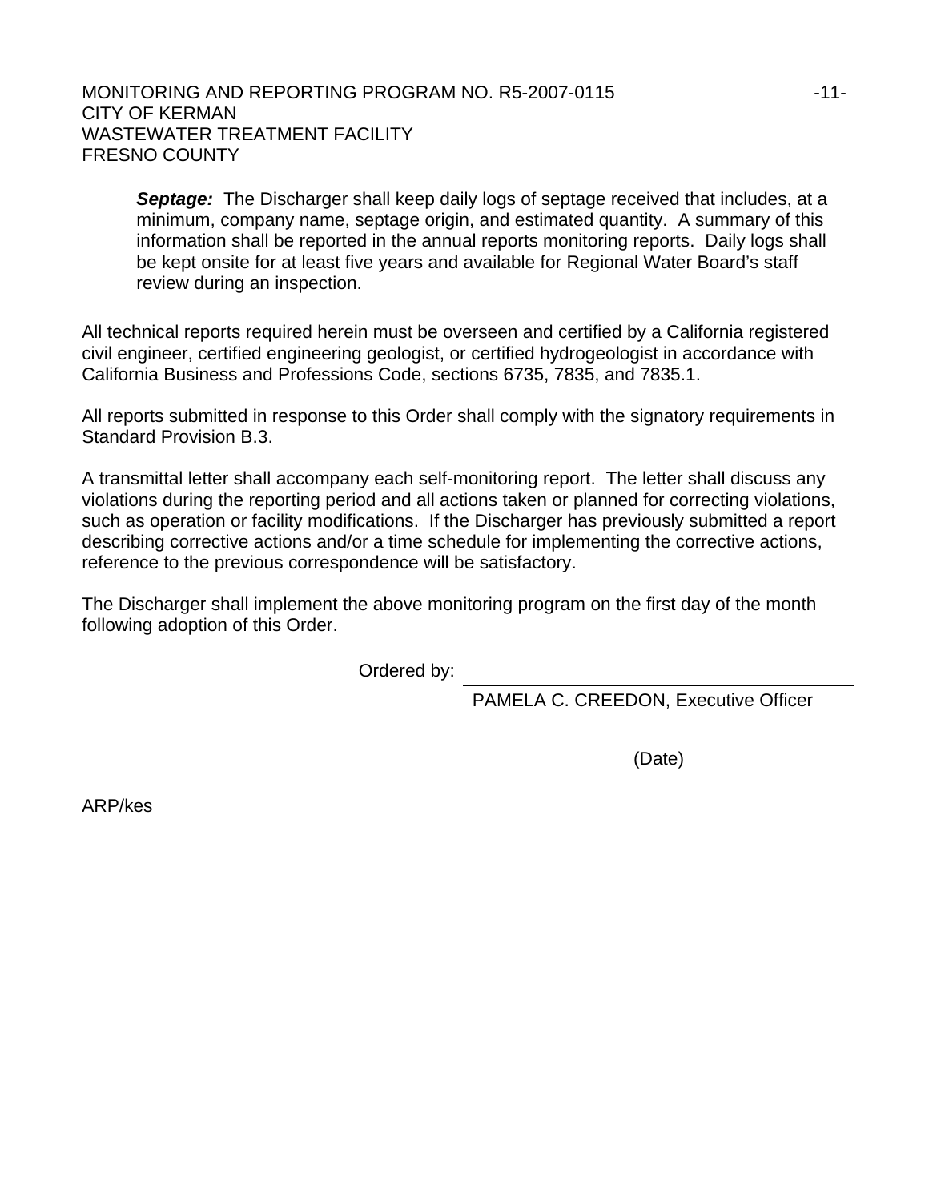***Septage:*** The Discharger shall keep daily logs of septage received that includes, at a minimum, company name, septage origin, and estimated quantity. A summary of this information shall be reported in the annual reports monitoring reports. Daily logs shall be kept onsite for at least five years and available for Regional Water Board's staff review during an inspection.

All technical reports required herein must be overseen and certified by a California registered civil engineer, certified engineering geologist, or certified hydrogeologist in accordance with California Business and Professions Code, sections 6735, 7835, and 7835.1.

All reports submitted in response to this Order shall comply with the signatory requirements in Standard Provision B.3.

A transmittal letter shall accompany each self-monitoring report. The letter shall discuss any violations during the reporting period and all actions taken or planned for correcting violations, such as operation or facility modifications. If the Discharger has previously submitted a report describing corrective actions and/or a time schedule for implementing the corrective actions, reference to the previous correspondence will be satisfactory.

The Discharger shall implement the above monitoring program on the first day of the month following adoption of this Order.

Ordered by: ______________________________

PAMELA C. CREEDON, Executive Officer

______________________________

(Date)

ARP/kes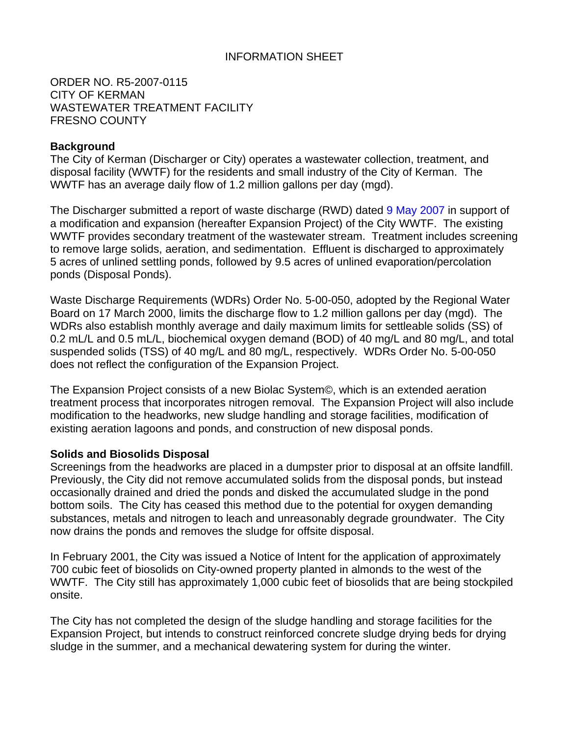INFORMATION SHEET

ORDER NO. R5-2007-0115
CITY OF KERMAN
WASTEWATER TREATMENT FACILITY
FRESNO COUNTY

**Background**

The City of Kerman (Discharger or City) operates a wastewater collection, treatment, and disposal facility (WWTF) for the residents and small industry of the City of Kerman. The WWTF has an average daily flow of 1.2 million gallons per day (mgd).

The Discharger submitted a report of waste discharge (RWD) dated 9 May 2007 in support of a modification and expansion (hereafter Expansion Project) of the City WWTF. The existing WWTF provides secondary treatment of the wastewater stream. Treatment includes screening to remove large solids, aeration, and sedimentation. Effluent is discharged to approximately 5 acres of unlined settling ponds, followed by 9.5 acres of unlined evaporation/percolation ponds (Disposal Ponds).

Waste Discharge Requirements (WDRs) Order No. 5-00-050, adopted by the Regional Water Board on 17 March 2000, limits the discharge flow to 1.2 million gallons per day (mgd). The WDRs also establish monthly average and daily maximum limits for settleable solids (SS) of 0.2 mL/L and 0.5 mL/L, biochemical oxygen demand (BOD) of 40 mg/L and 80 mg/L, and total suspended solids (TSS) of 40 mg/L and 80 mg/L, respectively. WDRs Order No. 5-00-050 does not reflect the configuration of the Expansion Project.

The Expansion Project consists of a new Biolac System©, which is an extended aeration treatment process that incorporates nitrogen removal. The Expansion Project will also include modification to the headworks, new sludge handling and storage facilities, modification of existing aeration lagoons and ponds, and construction of new disposal ponds.

**Solids and Biosolids Disposal**

Screenings from the headworks are placed in a dumpster prior to disposal at an offsite landfill. Previously, the City did not remove accumulated solids from the disposal ponds, but instead occasionally drained and dried the ponds and disked the accumulated sludge in the pond bottom soils. The City has ceased this method due to the potential for oxygen demanding substances, metals and nitrogen to leach and unreasonably degrade groundwater. The City now drains the ponds and removes the sludge for offsite disposal.

In February 2001, the City was issued a Notice of Intent for the application of approximately 700 cubic feet of biosolids on City-owned property planted in almonds to the west of the WWTF. The City still has approximately 1,000 cubic feet of biosolids that are being stockpiled onsite.

The City has not completed the design of the sludge handling and storage facilities for the Expansion Project, but intends to construct reinforced concrete sludge drying beds for drying sludge in the summer, and a mechanical dewatering system for during the winter.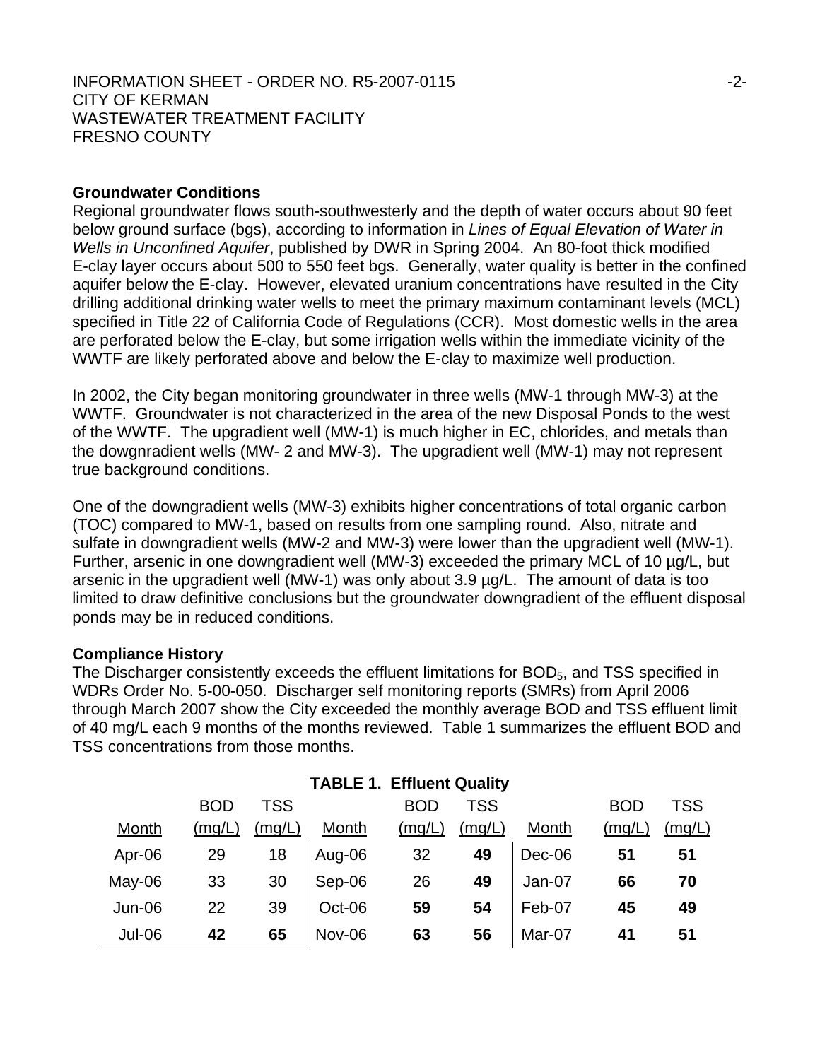## Groundwater Conditions

Regional groundwater flows south-southwesterly and the depth of water occurs about 90 feet below ground surface (bgs), according to information in *Lines of Equal Elevation of Water in Wells in Unconfined Aquifer*, published by DWR in Spring 2004. An 80-foot thick modified E-clay layer occurs about 500 to 550 feet bgs. Generally, water quality is better in the confined aquifer below the E-clay. However, elevated uranium concentrations have resulted in the City drilling additional drinking water wells to meet the primary maximum contaminant levels (MCL) specified in Title 22 of California Code of Regulations (CCR). Most domestic wells in the area are perforated below the E-clay, but some irrigation wells within the immediate vicinity of the WWTF are likely perforated above and below the E-clay to maximize well production.

In 2002, the City began monitoring groundwater in three wells (MW-1 through MW-3) at the WWTF. Groundwater is not characterized in the area of the new Disposal Ponds to the west of the WWTF. The upgradient well (MW-1) is much higher in EC, chlorides, and metals than the dowgnradient wells (MW- 2 and MW-3). The upgradient well (MW-1) may not represent true background conditions.

One of the downgradient wells (MW-3) exhibits higher concentrations of total organic carbon (TOC) compared to MW-1, based on results from one sampling round. Also, nitrate and sulfate in downgradient wells (MW-2 and MW-3) were lower than the upgradient well (MW-1). Further, arsenic in one downgradient well (MW-3) exceeded the primary MCL of 10 µg/L, but arsenic in the upgradient well (MW-1) was only about 3.9 µg/L. The amount of data is too limited to draw definitive conclusions but the groundwater downgradient of the effluent disposal ponds may be in reduced conditions.

## Compliance History

The Discharger consistently exceeds the effluent limitations for $BOD_5$, and TSS specified in WDRs Order No. 5-00-050. Discharger self monitoring reports (SMRs) from April 2006 through March 2007 show the City exceeded the monthly average BOD and TSS effluent limit of 40 mg/L each 9 months of the months reviewed. Table 1 summarizes the effluent BOD and TSS concentrations from those months.

**TABLE 1. Effluent Quality**

| Month | BOD (mg/L) | TSS (mg/L) | Month | BOD (mg/L) | TSS (mg/L) | Month | BOD (mg/L) | TSS (mg/L) |
|---|---|---|---|---|---|---|---|---|
| Apr-06 | 29 | 18 | Aug-06 | 32 | **49** | Dec-06 | **51** | **51** |
| May-06 | 33 | 30 | Sep-06 | 26 | **49** | Jan-07 | **66** | **70** |
| Jun-06 | 22 | 39 | Oct-06 | **59** | **54** | Feb-07 | **45** | **49** |
| Jul-06 | **42** | **65** | Nov-06 | **63** | **56** | Mar-07 | **41** | **51** |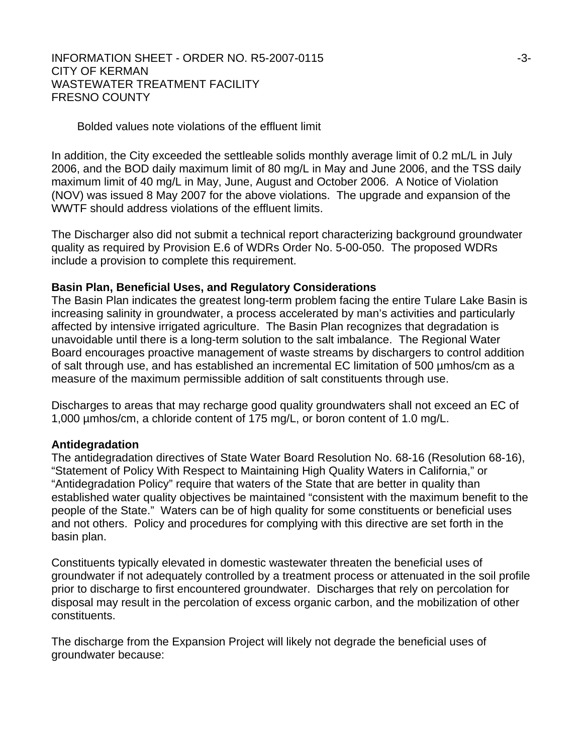Bolded values note violations of the effluent limit

In addition, the City exceeded the settleable solids monthly average limit of 0.2 mL/L in July 2006, and the BOD daily maximum limit of 80 mg/L in May and June 2006, and the TSS daily maximum limit of 40 mg/L in May, June, August and October 2006. A Notice of Violation (NOV) was issued 8 May 2007 for the above violations. The upgrade and expansion of the WWTF should address violations of the effluent limits.

The Discharger also did not submit a technical report characterizing background groundwater quality as required by Provision E.6 of WDRs Order No. 5-00-050. The proposed WDRs include a provision to complete this requirement.

**Basin Plan, Beneficial Uses, and Regulatory Considerations**

The Basin Plan indicates the greatest long-term problem facing the entire Tulare Lake Basin is increasing salinity in groundwater, a process accelerated by man's activities and particularly affected by intensive irrigated agriculture. The Basin Plan recognizes that degradation is unavoidable until there is a long-term solution to the salt imbalance. The Regional Water Board encourages proactive management of waste streams by dischargers to control addition of salt through use, and has established an incremental EC limitation of 500 µmhos/cm as a measure of the maximum permissible addition of salt constituents through use.

Discharges to areas that may recharge good quality groundwaters shall not exceed an EC of 1,000 µmhos/cm, a chloride content of 175 mg/L, or boron content of 1.0 mg/L.

**Antidegradation**

The antidegradation directives of State Water Board Resolution No. 68-16 (Resolution 68-16), "Statement of Policy With Respect to Maintaining High Quality Waters in California," or "Antidegradation Policy" require that waters of the State that are better in quality than established water quality objectives be maintained "consistent with the maximum benefit to the people of the State." Waters can be of high quality for some constituents or beneficial uses and not others. Policy and procedures for complying with this directive are set forth in the basin plan.

Constituents typically elevated in domestic wastewater threaten the beneficial uses of groundwater if not adequately controlled by a treatment process or attenuated in the soil profile prior to discharge to first encountered groundwater. Discharges that rely on percolation for disposal may result in the percolation of excess organic carbon, and the mobilization of other constituents.

The discharge from the Expansion Project will likely not degrade the beneficial uses of groundwater because: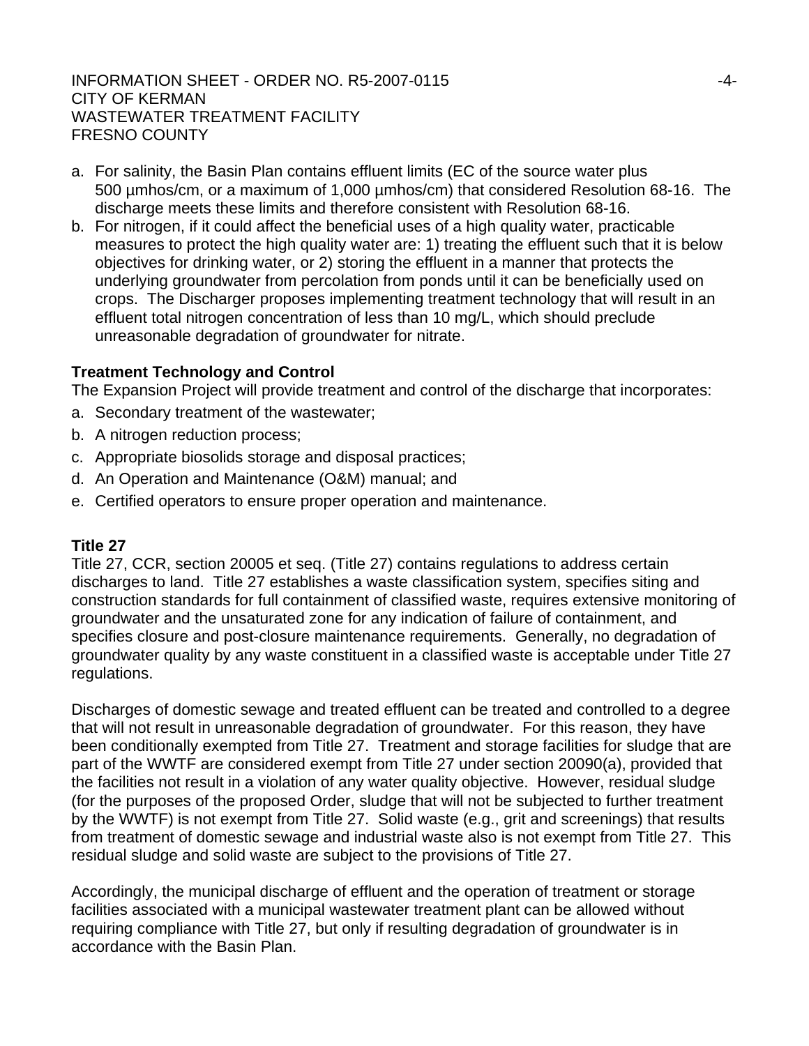a. For salinity, the Basin Plan contains effluent limits (EC of the source water plus 500 µmhos/cm, or a maximum of 1,000 µmhos/cm) that considered Resolution 68-16. The discharge meets these limits and therefore consistent with Resolution 68-16.
b. For nitrogen, if it could affect the beneficial uses of a high quality water, practicable measures to protect the high quality water are: 1) treating the effluent such that it is below objectives for drinking water, or 2) storing the effluent in a manner that protects the underlying groundwater from percolation from ponds until it can be beneficially used on crops. The Discharger proposes implementing treatment technology that will result in an effluent total nitrogen concentration of less than 10 mg/L, which should preclude unreasonable degradation of groundwater for nitrate.

**Treatment Technology and Control**

The Expansion Project will provide treatment and control of the discharge that incorporates:

a. Secondary treatment of the wastewater;
b. A nitrogen reduction process;
c. Appropriate biosolids storage and disposal practices;
d. An Operation and Maintenance (O&M) manual; and
e. Certified operators to ensure proper operation and maintenance.

**Title 27**

Title 27, CCR, section 20005 et seq. (Title 27) contains regulations to address certain discharges to land. Title 27 establishes a waste classification system, specifies siting and construction standards for full containment of classified waste, requires extensive monitoring of groundwater and the unsaturated zone for any indication of failure of containment, and specifies closure and post-closure maintenance requirements. Generally, no degradation of groundwater quality by any waste constituent in a classified waste is acceptable under Title 27 regulations.

Discharges of domestic sewage and treated effluent can be treated and controlled to a degree that will not result in unreasonable degradation of groundwater. For this reason, they have been conditionally exempted from Title 27. Treatment and storage facilities for sludge that are part of the WWTF are considered exempt from Title 27 under section 20090(a), provided that the facilities not result in a violation of any water quality objective. However, residual sludge (for the purposes of the proposed Order, sludge that will not be subjected to further treatment by the WWTF) is not exempt from Title 27. Solid waste (e.g., grit and screenings) that results from treatment of domestic sewage and industrial waste also is not exempt from Title 27. This residual sludge and solid waste are subject to the provisions of Title 27.

Accordingly, the municipal discharge of effluent and the operation of treatment or storage facilities associated with a municipal wastewater treatment plant can be allowed without requiring compliance with Title 27, but only if resulting degradation of groundwater is in accordance with the Basin Plan.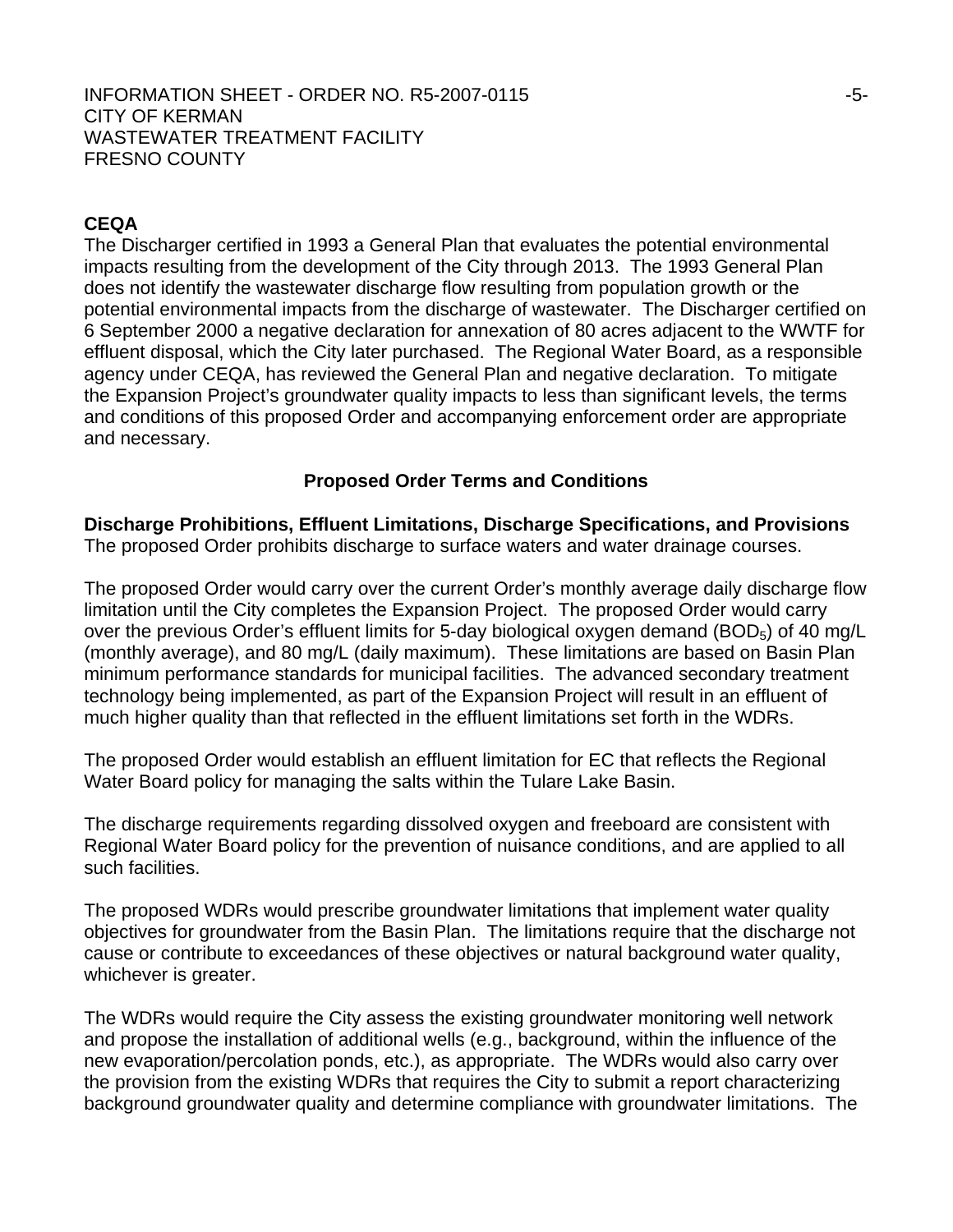**CEQA**

The Discharger certified in 1993 a General Plan that evaluates the potential environmental impacts resulting from the development of the City through 2013. The 1993 General Plan does not identify the wastewater discharge flow resulting from population growth or the potential environmental impacts from the discharge of wastewater. The Discharger certified on 6 September 2000 a negative declaration for annexation of 80 acres adjacent to the WWTF for effluent disposal, which the City later purchased. The Regional Water Board, as a responsible agency under CEQA, has reviewed the General Plan and negative declaration. To mitigate the Expansion Project's groundwater quality impacts to less than significant levels, the terms and conditions of this proposed Order and accompanying enforcement order are appropriate and necessary.

## Proposed Order Terms and Conditions

**Discharge Prohibitions, Effluent Limitations, Discharge Specifications, and Provisions**

The proposed Order prohibits discharge to surface waters and water drainage courses.

The proposed Order would carry over the current Order's monthly average daily discharge flow limitation until the City completes the Expansion Project. The proposed Order would carry over the previous Order's effluent limits for 5-day biological oxygen demand ($BOD_5$) of 40 mg/L (monthly average), and 80 mg/L (daily maximum). These limitations are based on Basin Plan minimum performance standards for municipal facilities. The advanced secondary treatment technology being implemented, as part of the Expansion Project will result in an effluent of much higher quality than that reflected in the effluent limitations set forth in the WDRs.

The proposed Order would establish an effluent limitation for EC that reflects the Regional Water Board policy for managing the salts within the Tulare Lake Basin.

The discharge requirements regarding dissolved oxygen and freeboard are consistent with Regional Water Board policy for the prevention of nuisance conditions, and are applied to all such facilities.

The proposed WDRs would prescribe groundwater limitations that implement water quality objectives for groundwater from the Basin Plan. The limitations require that the discharge not cause or contribute to exceedances of these objectives or natural background water quality, whichever is greater.

The WDRs would require the City assess the existing groundwater monitoring well network and propose the installation of additional wells (e.g., background, within the influence of the new evaporation/percolation ponds, etc.), as appropriate. The WDRs would also carry over the provision from the existing WDRs that requires the City to submit a report characterizing background groundwater quality and determine compliance with groundwater limitations. The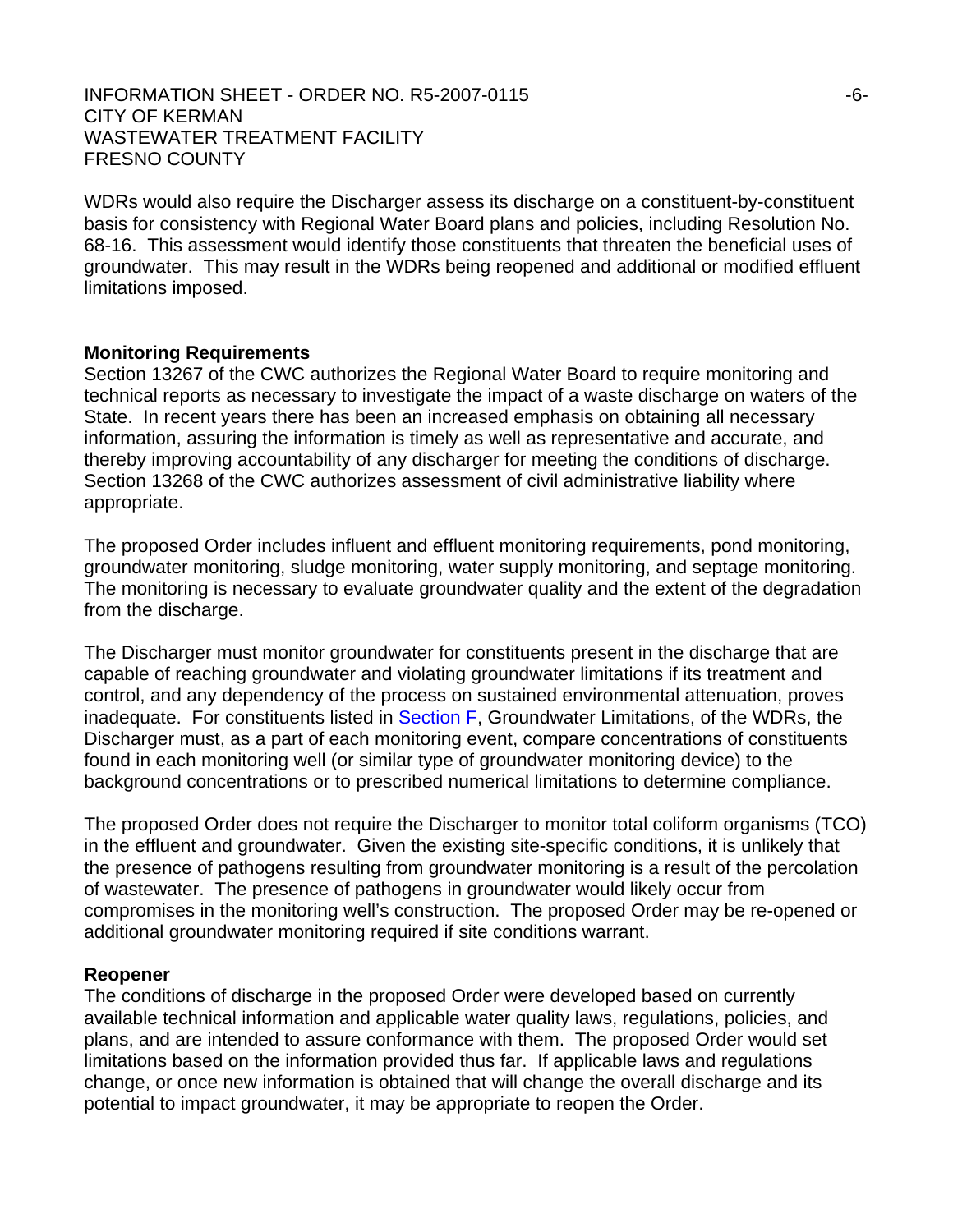WDRs would also require the Discharger assess its discharge on a constituent-by-constituent basis for consistency with Regional Water Board plans and policies, including Resolution No. 68-16. This assessment would identify those constituents that threaten the beneficial uses of groundwater. This may result in the WDRs being reopened and additional or modified effluent limitations imposed.

**Monitoring Requirements**

Section 13267 of the CWC authorizes the Regional Water Board to require monitoring and technical reports as necessary to investigate the impact of a waste discharge on waters of the State. In recent years there has been an increased emphasis on obtaining all necessary information, assuring the information is timely as well as representative and accurate, and thereby improving accountability of any discharger for meeting the conditions of discharge. Section 13268 of the CWC authorizes assessment of civil administrative liability where appropriate.

The proposed Order includes influent and effluent monitoring requirements, pond monitoring, groundwater monitoring, sludge monitoring, water supply monitoring, and septage monitoring. The monitoring is necessary to evaluate groundwater quality and the extent of the degradation from the discharge.

The Discharger must monitor groundwater for constituents present in the discharge that are capable of reaching groundwater and violating groundwater limitations if its treatment and control, and any dependency of the process on sustained environmental attenuation, proves inadequate. For constituents listed in Section F, Groundwater Limitations, of the WDRs, the Discharger must, as a part of each monitoring event, compare concentrations of constituents found in each monitoring well (or similar type of groundwater monitoring device) to the background concentrations or to prescribed numerical limitations to determine compliance.

The proposed Order does not require the Discharger to monitor total coliform organisms (TCO) in the effluent and groundwater. Given the existing site-specific conditions, it is unlikely that the presence of pathogens resulting from groundwater monitoring is a result of the percolation of wastewater. The presence of pathogens in groundwater would likely occur from compromises in the monitoring well's construction. The proposed Order may be re-opened or additional groundwater monitoring required if site conditions warrant.

**Reopener**

The conditions of discharge in the proposed Order were developed based on currently available technical information and applicable water quality laws, regulations, policies, and plans, and are intended to assure conformance with them. The proposed Order would set limitations based on the information provided thus far. If applicable laws and regulations change, or once new information is obtained that will change the overall discharge and its potential to impact groundwater, it may be appropriate to reopen the Order.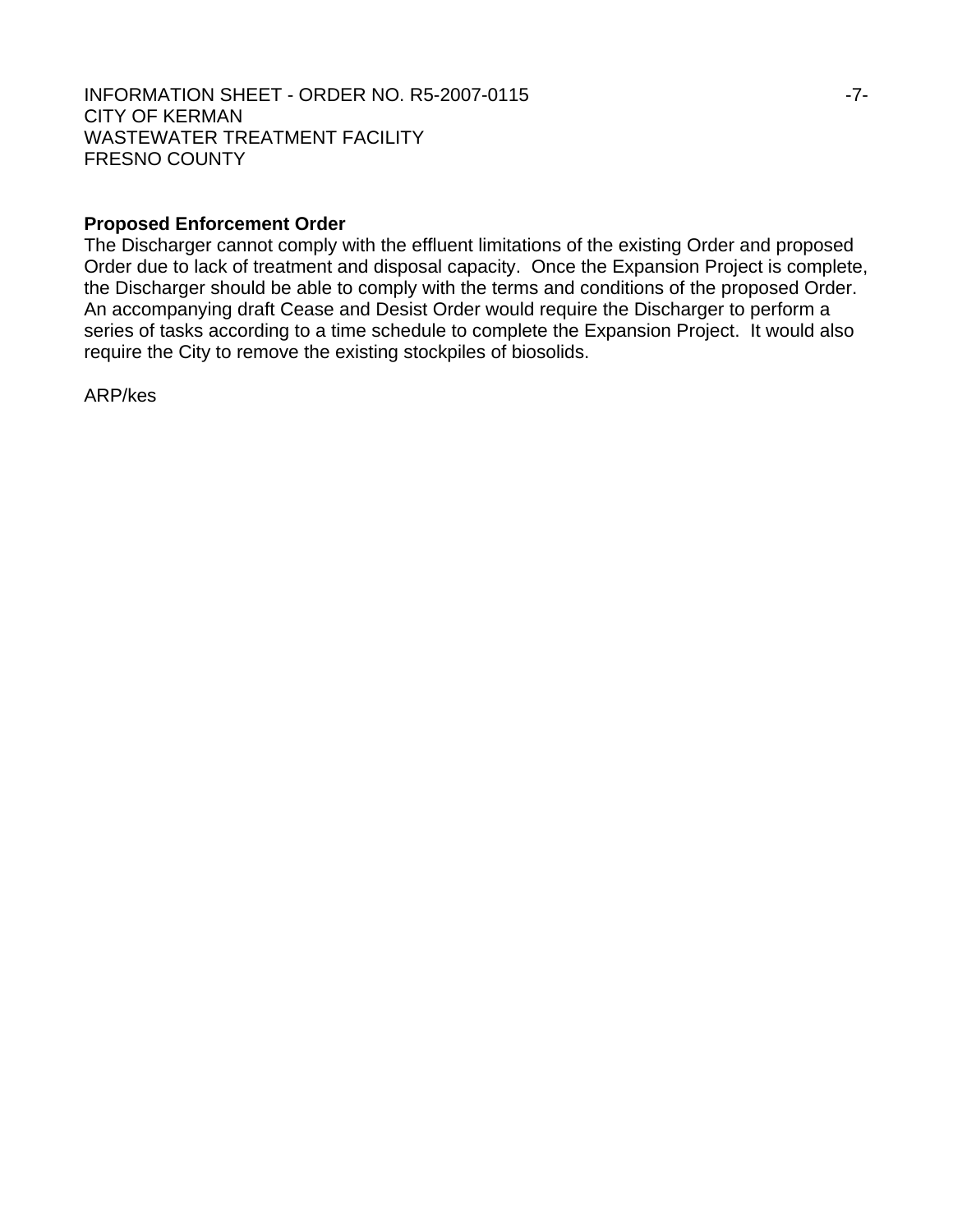**Proposed Enforcement Order**

The Discharger cannot comply with the effluent limitations of the existing Order and proposed Order due to lack of treatment and disposal capacity. Once the Expansion Project is complete, the Discharger should be able to comply with the terms and conditions of the proposed Order. An accompanying draft Cease and Desist Order would require the Discharger to perform a series of tasks according to a time schedule to complete the Expansion Project. It would also require the City to remove the existing stockpiles of biosolids.

ARP/kes